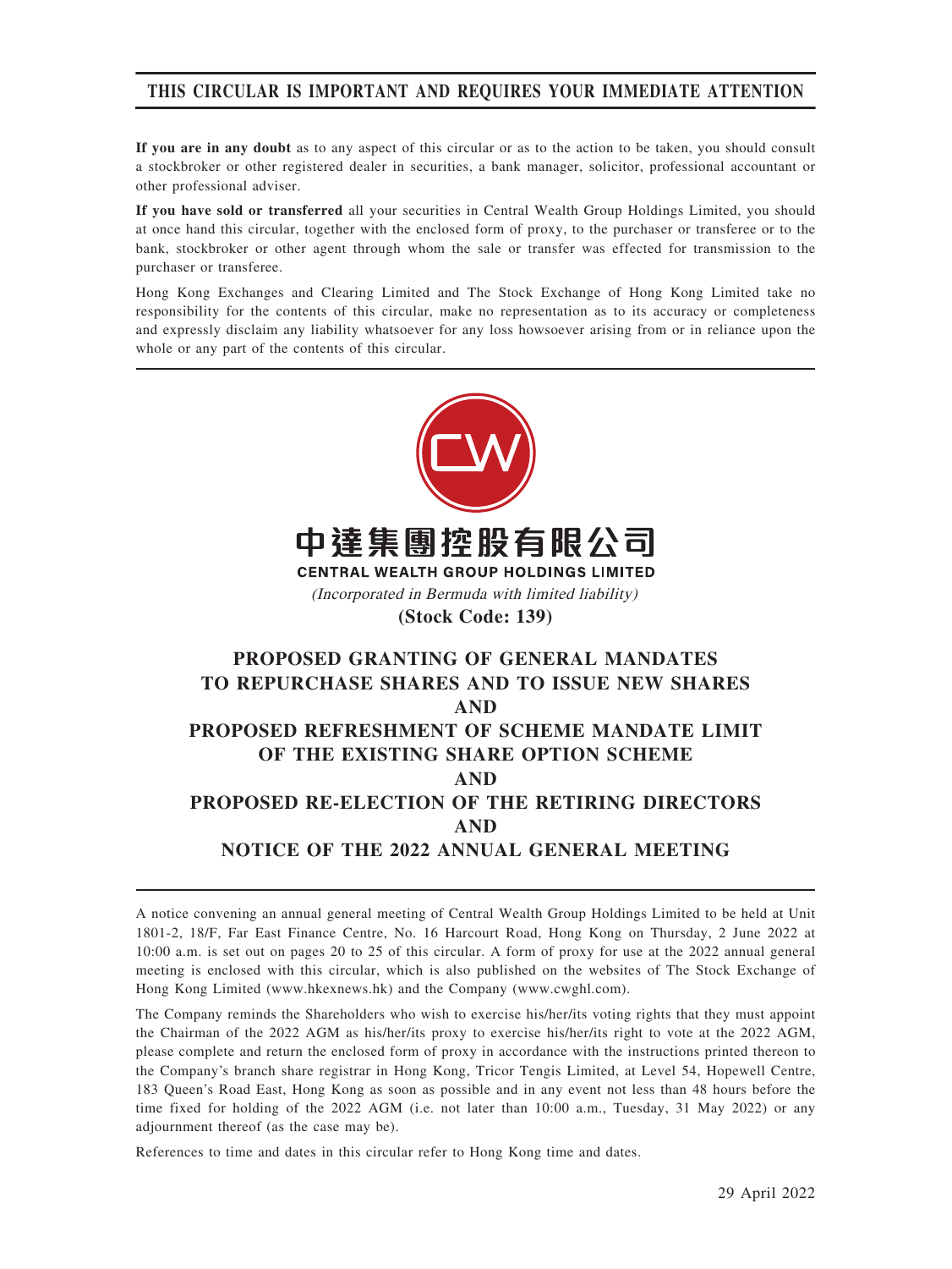**THIS CIRCULAR IS IMPORTANT AND REQUIRES YOUR IMMEDIATE ATTENTION**

**If you are in any doubt** as to any aspect of this circular or as to the action to be taken, you should consult a stockbroker or other registered dealer in securities, a bank manager, solicitor, professional accountant or other professional adviser.

**If you have sold or transferred** all your securities in Central Wealth Group Holdings Limited, you should at once hand this circular, together with the enclosed form of proxy, to the purchaser or transferee or to the bank, stockbroker or other agent through whom the sale or transfer was effected for transmission to the purchaser or transferee.

Hong Kong Exchanges and Clearing Limited and The Stock Exchange of Hong Kong Limited take no responsibility for the contents of this circular, make no representation as to its accuracy or completeness and expressly disclaim any liability whatsoever for any loss howsoever arising from or in reliance upon the whole or any part of the contents of this circular.

# 中達集團控股有限公司
**CENTRAL WEALTH GROUP HOLDINGS LIMITED**

*(Incorporated in Bermuda with limited liability)*

**(Stock Code: 139)**

# PROPOSED GRANTING OF GENERAL MANDATES TO REPURCHASE SHARES AND TO ISSUE NEW SHARES AND PROPOSED REFRESHMENT OF SCHEME MANDATE LIMIT OF THE EXISTING SHARE OPTION SCHEME AND PROPOSED RE-ELECTION OF THE RETIRING DIRECTORS AND NOTICE OF THE 2022 ANNUAL GENERAL MEETING

A notice convening an annual general meeting of Central Wealth Group Holdings Limited to be held at Unit 1801-2, 18/F, Far East Finance Centre, No. 16 Harcourt Road, Hong Kong on Thursday, 2 June 2022 at 10:00 a.m. is set out on pages 20 to 25 of this circular. A form of proxy for use at the 2022 annual general meeting is enclosed with this circular, which is also published on the websites of The Stock Exchange of Hong Kong Limited (www.hkexnews.hk) and the Company (www.cwghl.com).

The Company reminds the Shareholders who wish to exercise his/her/its voting rights that they must appoint the Chairman of the 2022 AGM as his/her/its proxy to exercise his/her/its right to vote at the 2022 AGM, please complete and return the enclosed form of proxy in accordance with the instructions printed thereon to the Company's branch share registrar in Hong Kong, Tricor Tengis Limited, at Level 54, Hopewell Centre, 183 Queen's Road East, Hong Kong as soon as possible and in any event not less than 48 hours before the time fixed for holding of the 2022 AGM (i.e. not later than 10:00 a.m., Tuesday, 31 May 2022) or any adjournment thereof (as the case may be).

References to time and dates in this circular refer to Hong Kong time and dates.

29 April 2022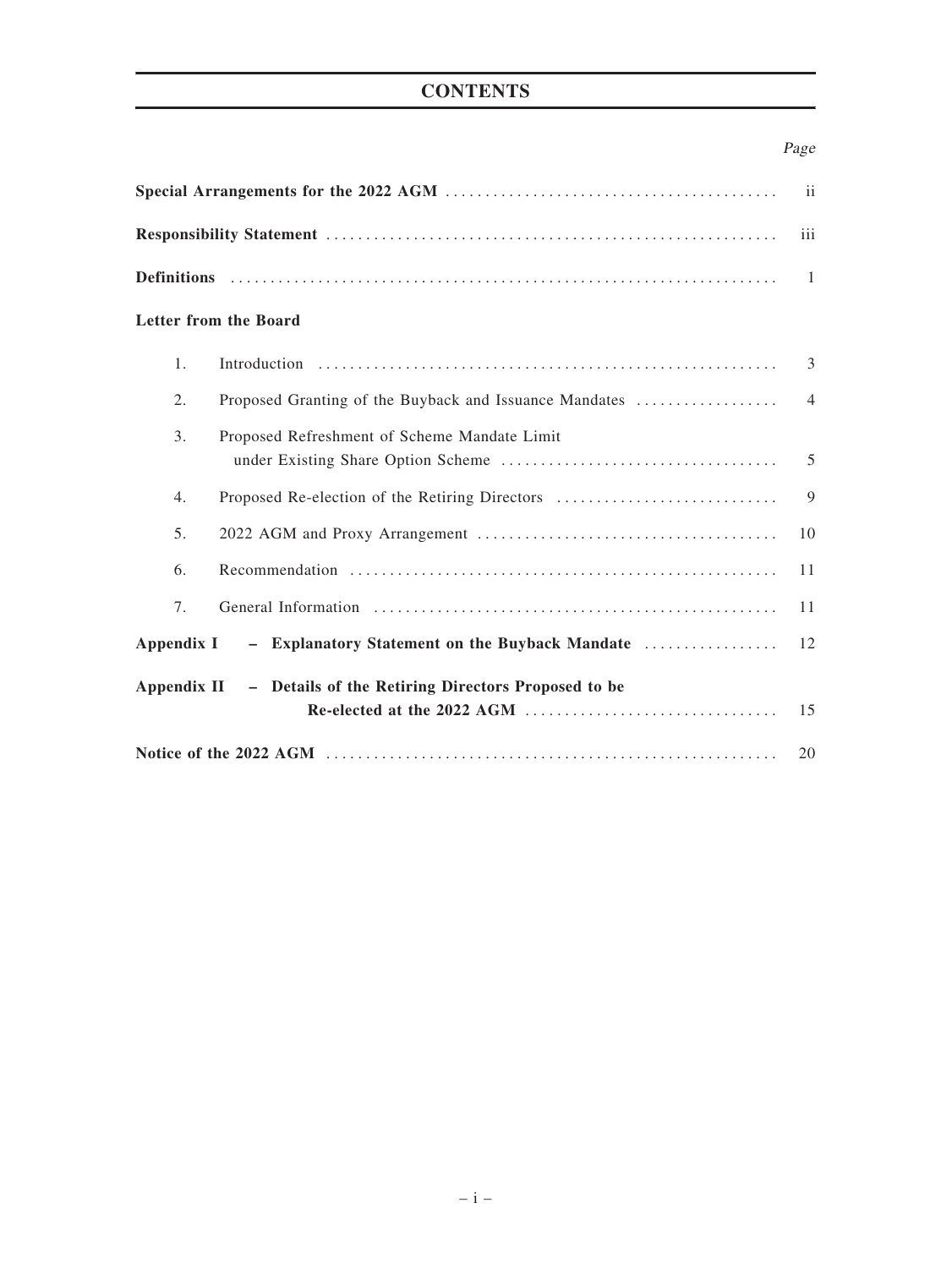# CONTENTS

| | Page |
|---|---|
| **Special Arrangements for the 2022 AGM** | ii |
| **Responsibility Statement** | iii |
| **Definitions** | 1 |
| **Letter from the Board** | |
| 1. Introduction | 3 |
| 2. Proposed Granting of the Buyback and Issuance Mandates | 4 |
| 3. Proposed Refreshment of Scheme Mandate Limit under Existing Share Option Scheme | 5 |
| 4. Proposed Re-election of the Retiring Directors | 9 |
| 5. 2022 AGM and Proxy Arrangement | 10 |
| 6. Recommendation | 11 |
| 7. General Information | 11 |
| **Appendix I – Explanatory Statement on the Buyback Mandate** | 12 |
| **Appendix II – Details of the Retiring Directors Proposed to be Re-elected at the 2022 AGM** | 15 |
| **Notice of the 2022 AGM** | 20 |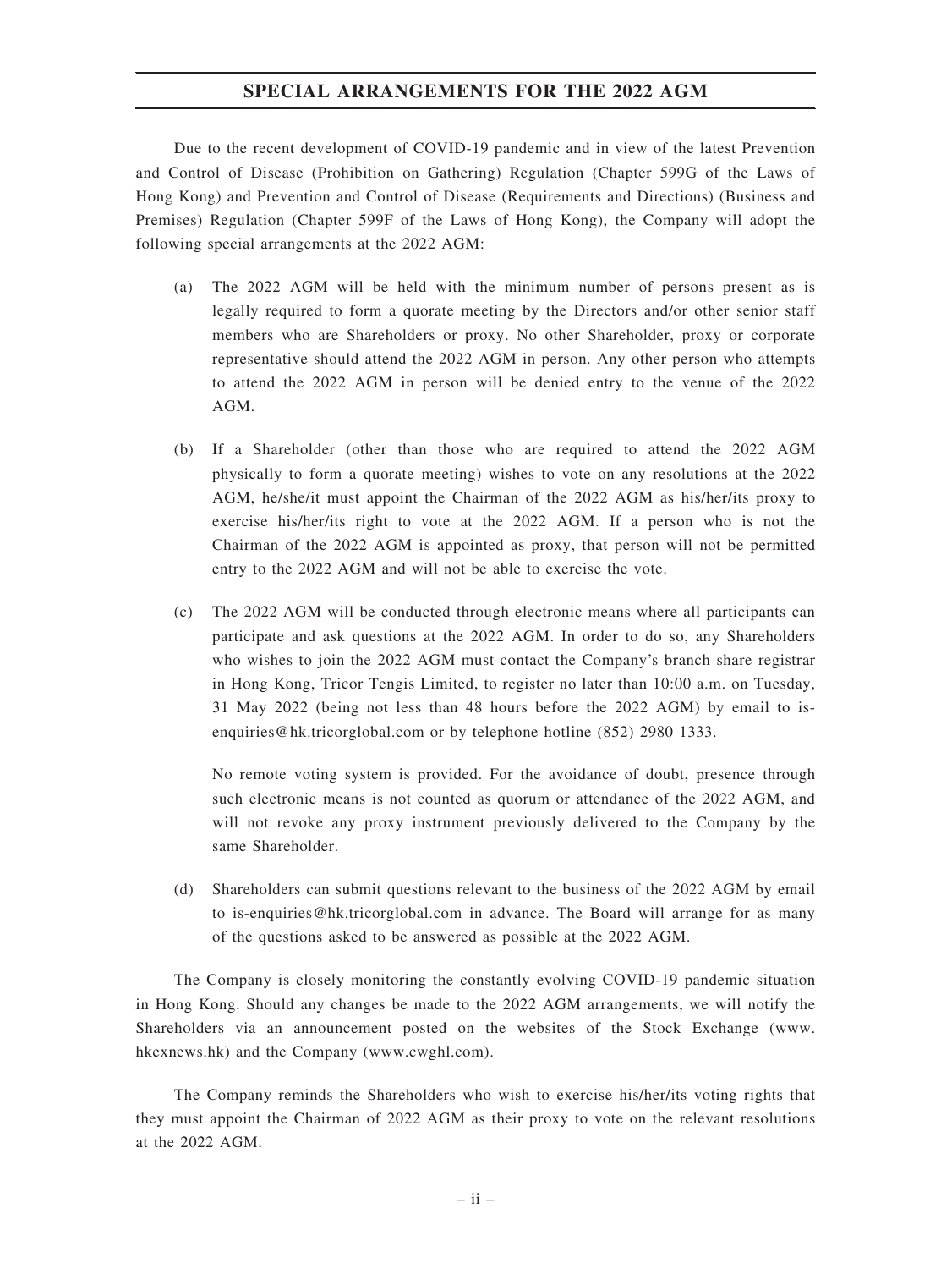# SPECIAL ARRANGEMENTS FOR THE 2022 AGM

Due to the recent development of COVID-19 pandemic and in view of the latest Prevention and Control of Disease (Prohibition on Gathering) Regulation (Chapter 599G of the Laws of Hong Kong) and Prevention and Control of Disease (Requirements and Directions) (Business and Premises) Regulation (Chapter 599F of the Laws of Hong Kong), the Company will adopt the following special arrangements at the 2022 AGM:

(a) The 2022 AGM will be held with the minimum number of persons present as is legally required to form a quorate meeting by the Directors and/or other senior staff members who are Shareholders or proxy. No other Shareholder, proxy or corporate representative should attend the 2022 AGM in person. Any other person who attempts to attend the 2022 AGM in person will be denied entry to the venue of the 2022 AGM.

(b) If a Shareholder (other than those who are required to attend the 2022 AGM physically to form a quorate meeting) wishes to vote on any resolutions at the 2022 AGM, he/she/it must appoint the Chairman of the 2022 AGM as his/her/its proxy to exercise his/her/its right to vote at the 2022 AGM. If a person who is not the Chairman of the 2022 AGM is appointed as proxy, that person will not be permitted entry to the 2022 AGM and will not be able to exercise the vote.

(c) The 2022 AGM will be conducted through electronic means where all participants can participate and ask questions at the 2022 AGM. In order to do so, any Shareholders who wishes to join the 2022 AGM must contact the Company's branch share registrar in Hong Kong, Tricor Tengis Limited, to register no later than 10:00 a.m. on Tuesday, 31 May 2022 (being not less than 48 hours before the 2022 AGM) by email to is-enquiries@hk.tricorglobal.com or by telephone hotline (852) 2980 1333.

    No remote voting system is provided. For the avoidance of doubt, presence through such electronic means is not counted as quorum or attendance of the 2022 AGM, and will not revoke any proxy instrument previously delivered to the Company by the same Shareholder.

(d) Shareholders can submit questions relevant to the business of the 2022 AGM by email to is-enquiries@hk.tricorglobal.com in advance. The Board will arrange for as many of the questions asked to be answered as possible at the 2022 AGM.

The Company is closely monitoring the constantly evolving COVID-19 pandemic situation in Hong Kong. Should any changes be made to the 2022 AGM arrangements, we will notify the Shareholders via an announcement posted on the websites of the Stock Exchange (www.hkexnews.hk) and the Company (www.cwghl.com).

The Company reminds the Shareholders who wish to exercise his/her/its voting rights that they must appoint the Chairman of 2022 AGM as their proxy to vote on the relevant resolutions at the 2022 AGM.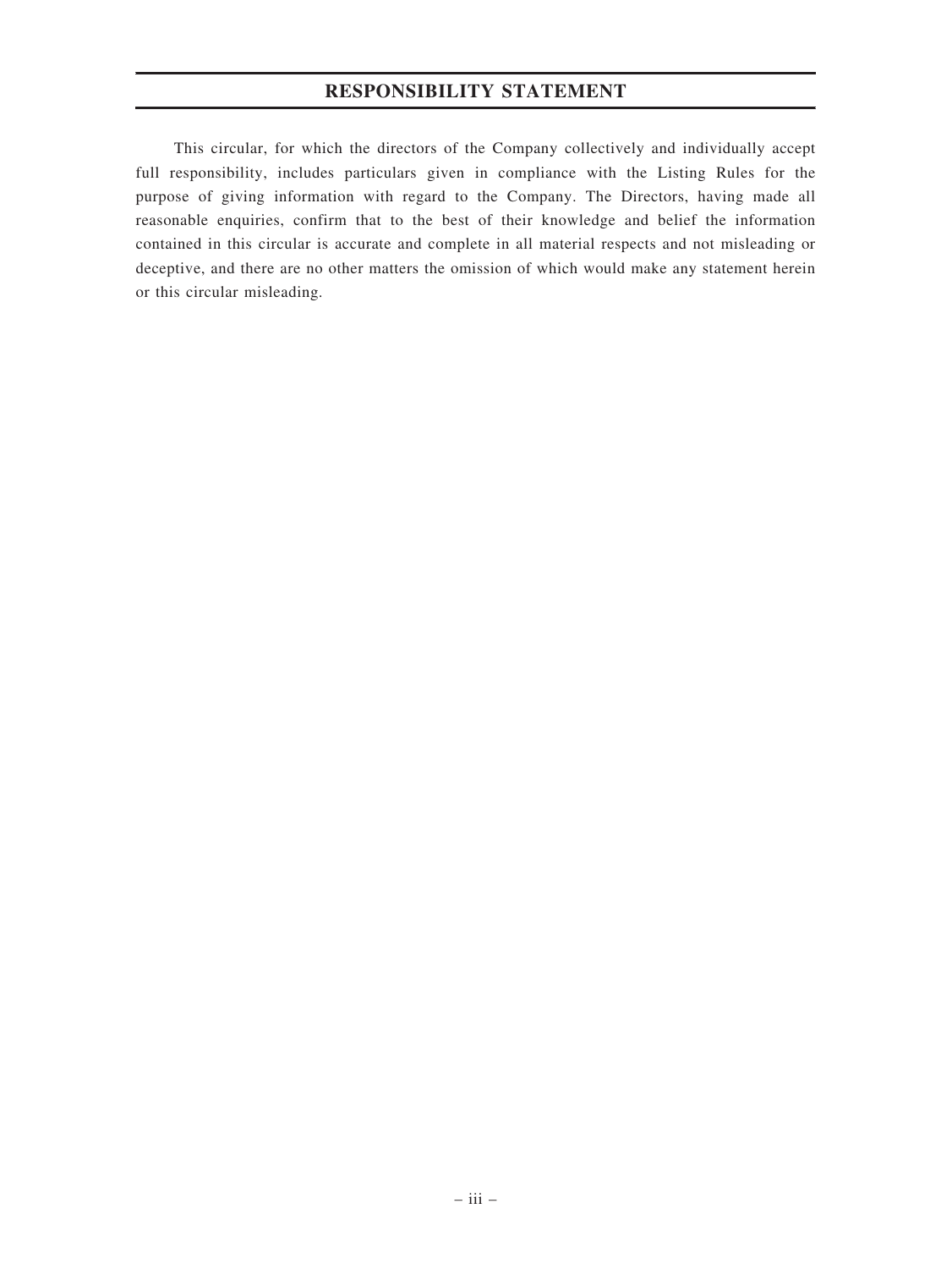# RESPONSIBILITY STATEMENT

This circular, for which the directors of the Company collectively and individually accept full responsibility, includes particulars given in compliance with the Listing Rules for the purpose of giving information with regard to the Company. The Directors, having made all reasonable enquiries, confirm that to the best of their knowledge and belief the information contained in this circular is accurate and complete in all material respects and not misleading or deceptive, and there are no other matters the omission of which would make any statement herein or this circular misleading.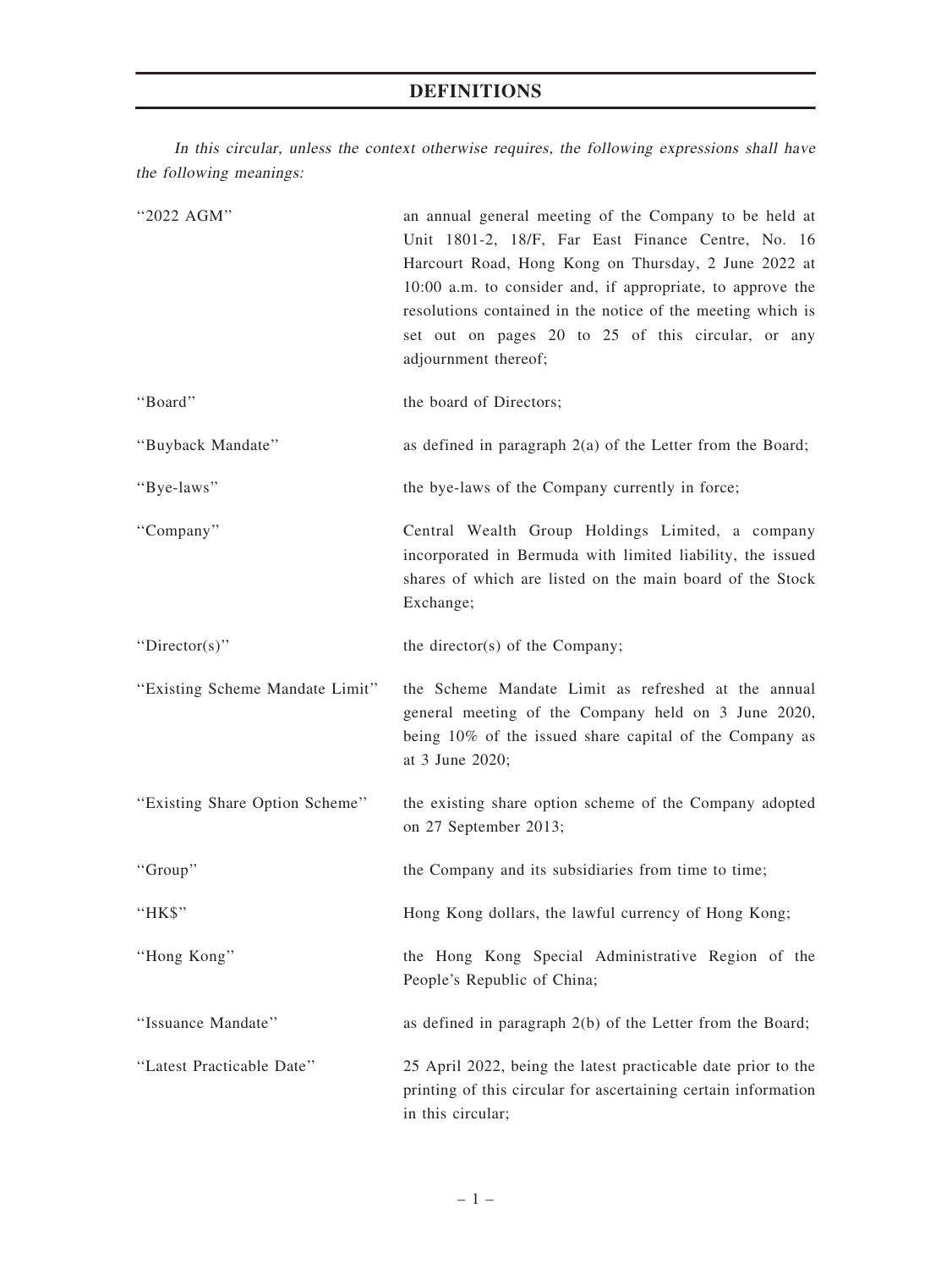# DEFINITIONS

*In this circular, unless the context otherwise requires, the following expressions shall have the following meanings:*

| | |
|---|---|
| "2022 AGM" | an annual general meeting of the Company to be held at Unit 1801-2, 18/F, Far East Finance Centre, No. 16 Harcourt Road, Hong Kong on Thursday, 2 June 2022 at 10:00 a.m. to consider and, if appropriate, to approve the resolutions contained in the notice of the meeting which is set out on pages 20 to 25 of this circular, or any adjournment thereof; |
| "Board" | the board of Directors; |
| "Buyback Mandate" | as defined in paragraph 2(a) of the Letter from the Board; |
| "Bye-laws" | the bye-laws of the Company currently in force; |
| "Company" | Central Wealth Group Holdings Limited, a company incorporated in Bermuda with limited liability, the issued shares of which are listed on the main board of the Stock Exchange; |
| "Director(s)" | the director(s) of the Company; |
| "Existing Scheme Mandate Limit" | the Scheme Mandate Limit as refreshed at the annual general meeting of the Company held on 3 June 2020, being 10% of the issued share capital of the Company as at 3 June 2020; |
| "Existing Share Option Scheme" | the existing share option scheme of the Company adopted on 27 September 2013; |
| "Group" | the Company and its subsidiaries from time to time; |
| "HK$" | Hong Kong dollars, the lawful currency of Hong Kong; |
| "Hong Kong" | the Hong Kong Special Administrative Region of the People's Republic of China; |
| "Issuance Mandate" | as defined in paragraph 2(b) of the Letter from the Board; |
| "Latest Practicable Date" | 25 April 2022, being the latest practicable date prior to the printing of this circular for ascertaining certain information in this circular; |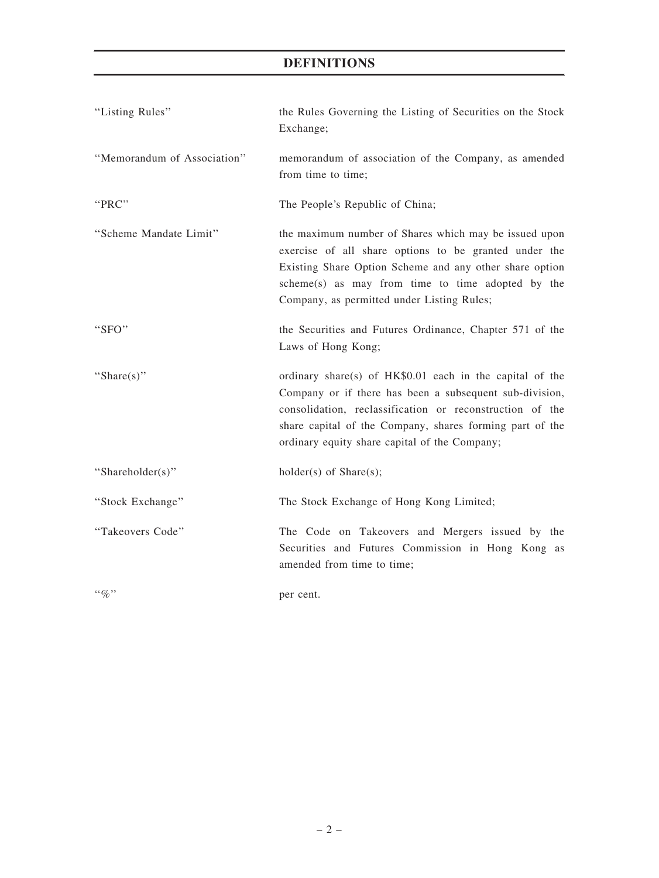# DEFINITIONS

| | |
|---|---|
| "Listing Rules" | the Rules Governing the Listing of Securities on the Stock Exchange; |
| "Memorandum of Association" | memorandum of association of the Company, as amended from time to time; |
| "PRC" | The People's Republic of China; |
| "Scheme Mandate Limit" | the maximum number of Shares which may be issued upon exercise of all share options to be granted under the Existing Share Option Scheme and any other share option scheme(s) as may from time to time adopted by the Company, as permitted under Listing Rules; |
| "SFO" | the Securities and Futures Ordinance, Chapter 571 of the Laws of Hong Kong; |
| "Share(s)" | ordinary share(s) of HK$0.01 each in the capital of the Company or if there has been a subsequent sub-division, consolidation, reclassification or reconstruction of the share capital of the Company, shares forming part of the ordinary equity share capital of the Company; |
| "Shareholder(s)" | holder(s) of Share(s); |
| "Stock Exchange" | The Stock Exchange of Hong Kong Limited; |
| "Takeovers Code" | The Code on Takeovers and Mergers issued by the Securities and Futures Commission in Hong Kong as amended from time to time; |
| "%" | per cent. |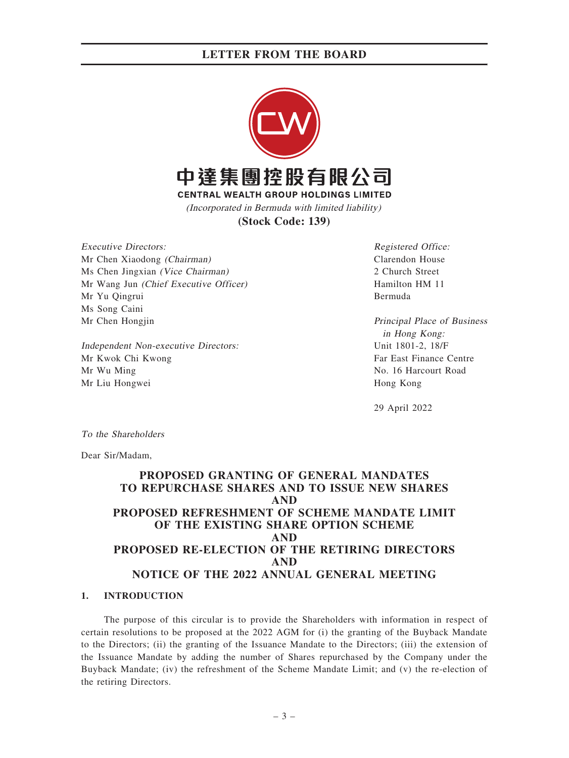# LETTER FROM THE BOARD

**中達集團控股有限公司**

**CENTRAL WEALTH GROUP HOLDINGS LIMITED**

*(Incorporated in Bermuda with limited liability)*

**(Stock Code: 139)**

*Executive Directors:*
Mr Chen Xiaodong *(Chairman)*
Ms Chen Jingxian *(Vice Chairman)*
Mr Wang Jun *(Chief Executive Officer)*
Mr Yu Qingrui
Ms Song Caini
Mr Chen Hongjin

*Independent Non-executive Directors:*
Mr Kwok Chi Kwong
Mr Wu Ming
Mr Liu Hongwei

*Registered Office:*
Clarendon House
2 Church Street
Hamilton HM 11
Bermuda

*Principal Place of Business in Hong Kong:*
Unit 1801-2, 18/F
Far East Finance Centre
No. 16 Harcourt Road
Hong Kong

29 April 2022

*To the Shareholders*

Dear Sir/Madam,

**PROPOSED GRANTING OF GENERAL MANDATES TO REPURCHASE SHARES AND TO ISSUE NEW SHARES AND PROPOSED REFRESHMENT OF SCHEME MANDATE LIMIT OF THE EXISTING SHARE OPTION SCHEME AND PROPOSED RE-ELECTION OF THE RETIRING DIRECTORS AND NOTICE OF THE 2022 ANNUAL GENERAL MEETING**

## 1. INTRODUCTION

The purpose of this circular is to provide the Shareholders with information in respect of certain resolutions to be proposed at the 2022 AGM for (i) the granting of the Buyback Mandate to the Directors; (ii) the granting of the Issuance Mandate to the Directors; (iii) the extension of the Issuance Mandate by adding the number of Shares repurchased by the Company under the Buyback Mandate; (iv) the refreshment of the Scheme Mandate Limit; and (v) the re-election of the retiring Directors.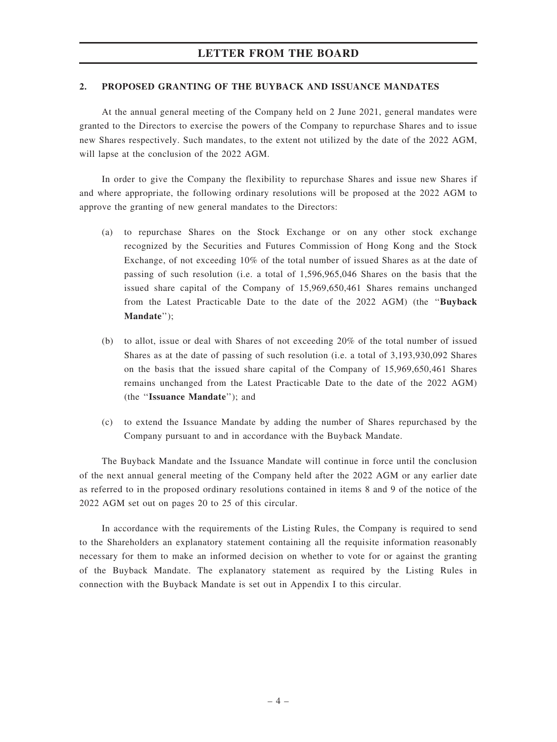# LETTER FROM THE BOARD

## 2. PROPOSED GRANTING OF THE BUYBACK AND ISSUANCE MANDATES

At the annual general meeting of the Company held on 2 June 2021, general mandates were granted to the Directors to exercise the powers of the Company to repurchase Shares and to issue new Shares respectively. Such mandates, to the extent not utilized by the date of the 2022 AGM, will lapse at the conclusion of the 2022 AGM.

In order to give the Company the flexibility to repurchase Shares and issue new Shares if and where appropriate, the following ordinary resolutions will be proposed at the 2022 AGM to approve the granting of new general mandates to the Directors:

(a) to repurchase Shares on the Stock Exchange or on any other stock exchange recognized by the Securities and Futures Commission of Hong Kong and the Stock Exchange, of not exceeding 10% of the total number of issued Shares as at the date of passing of such resolution (i.e. a total of 1,596,965,046 Shares on the basis that the issued share capital of the Company of 15,969,650,461 Shares remains unchanged from the Latest Practicable Date to the date of the 2022 AGM) (the "**Buyback Mandate**");

(b) to allot, issue or deal with Shares of not exceeding 20% of the total number of issued Shares as at the date of passing of such resolution (i.e. a total of 3,193,930,092 Shares on the basis that the issued share capital of the Company of 15,969,650,461 Shares remains unchanged from the Latest Practicable Date to the date of the 2022 AGM) (the "**Issuance Mandate**"); and

(c) to extend the Issuance Mandate by adding the number of Shares repurchased by the Company pursuant to and in accordance with the Buyback Mandate.

The Buyback Mandate and the Issuance Mandate will continue in force until the conclusion of the next annual general meeting of the Company held after the 2022 AGM or any earlier date as referred to in the proposed ordinary resolutions contained in items 8 and 9 of the notice of the 2022 AGM set out on pages 20 to 25 of this circular.

In accordance with the requirements of the Listing Rules, the Company is required to send to the Shareholders an explanatory statement containing all the requisite information reasonably necessary for them to make an informed decision on whether to vote for or against the granting of the Buyback Mandate. The explanatory statement as required by the Listing Rules in connection with the Buyback Mandate is set out in Appendix I to this circular.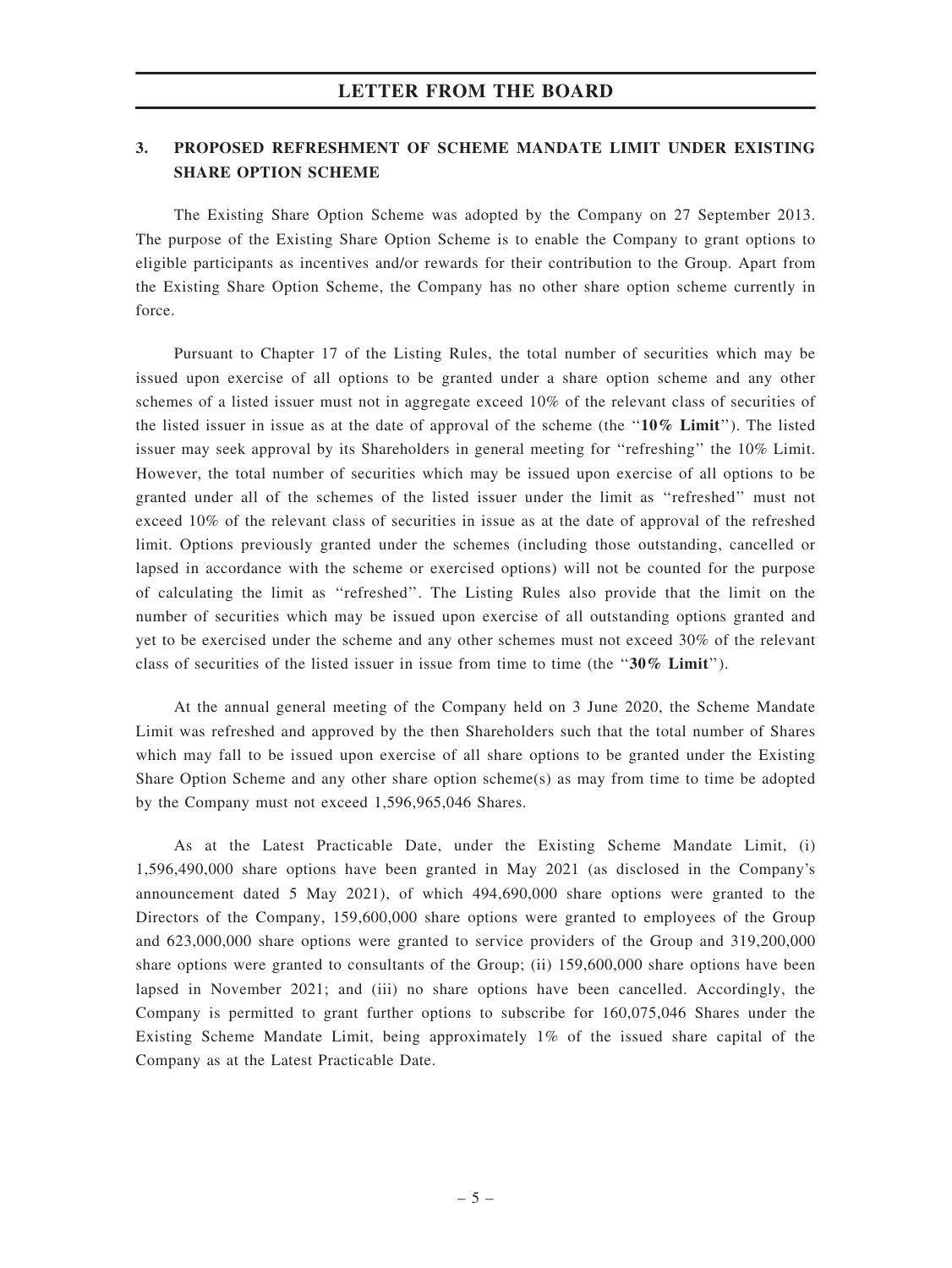### 3. PROPOSED REFRESHMENT OF SCHEME MANDATE LIMIT UNDER EXISTING SHARE OPTION SCHEME

The Existing Share Option Scheme was adopted by the Company on 27 September 2013. The purpose of the Existing Share Option Scheme is to enable the Company to grant options to eligible participants as incentives and/or rewards for their contribution to the Group. Apart from the Existing Share Option Scheme, the Company has no other share option scheme currently in force.

Pursuant to Chapter 17 of the Listing Rules, the total number of securities which may be issued upon exercise of all options to be granted under a share option scheme and any other schemes of a listed issuer must not in aggregate exceed 10% of the relevant class of securities of the listed issuer in issue as at the date of approval of the scheme (the ''**10% Limit**''). The listed issuer may seek approval by its Shareholders in general meeting for ''refreshing'' the 10% Limit. However, the total number of securities which may be issued upon exercise of all options to be granted under all of the schemes of the listed issuer under the limit as ''refreshed'' must not exceed 10% of the relevant class of securities in issue as at the date of approval of the refreshed limit. Options previously granted under the schemes (including those outstanding, cancelled or lapsed in accordance with the scheme or exercised options) will not be counted for the purpose of calculating the limit as ''refreshed''. The Listing Rules also provide that the limit on the number of securities which may be issued upon exercise of all outstanding options granted and yet to be exercised under the scheme and any other schemes must not exceed 30% of the relevant class of securities of the listed issuer in issue from time to time (the ''**30% Limit**'').

At the annual general meeting of the Company held on 3 June 2020, the Scheme Mandate Limit was refreshed and approved by the then Shareholders such that the total number of Shares which may fall to be issued upon exercise of all share options to be granted under the Existing Share Option Scheme and any other share option scheme(s) as may from time to time be adopted by the Company must not exceed 1,596,965,046 Shares.

As at the Latest Practicable Date, under the Existing Scheme Mandate Limit, (i) 1,596,490,000 share options have been granted in May 2021 (as disclosed in the Company's announcement dated 5 May 2021), of which 494,690,000 share options were granted to the Directors of the Company, 159,600,000 share options were granted to employees of the Group and 623,000,000 share options were granted to service providers of the Group and 319,200,000 share options were granted to consultants of the Group; (ii) 159,600,000 share options have been lapsed in November 2021; and (iii) no share options have been cancelled. Accordingly, the Company is permitted to grant further options to subscribe for 160,075,046 Shares under the Existing Scheme Mandate Limit, being approximately 1% of the issued share capital of the Company as at the Latest Practicable Date.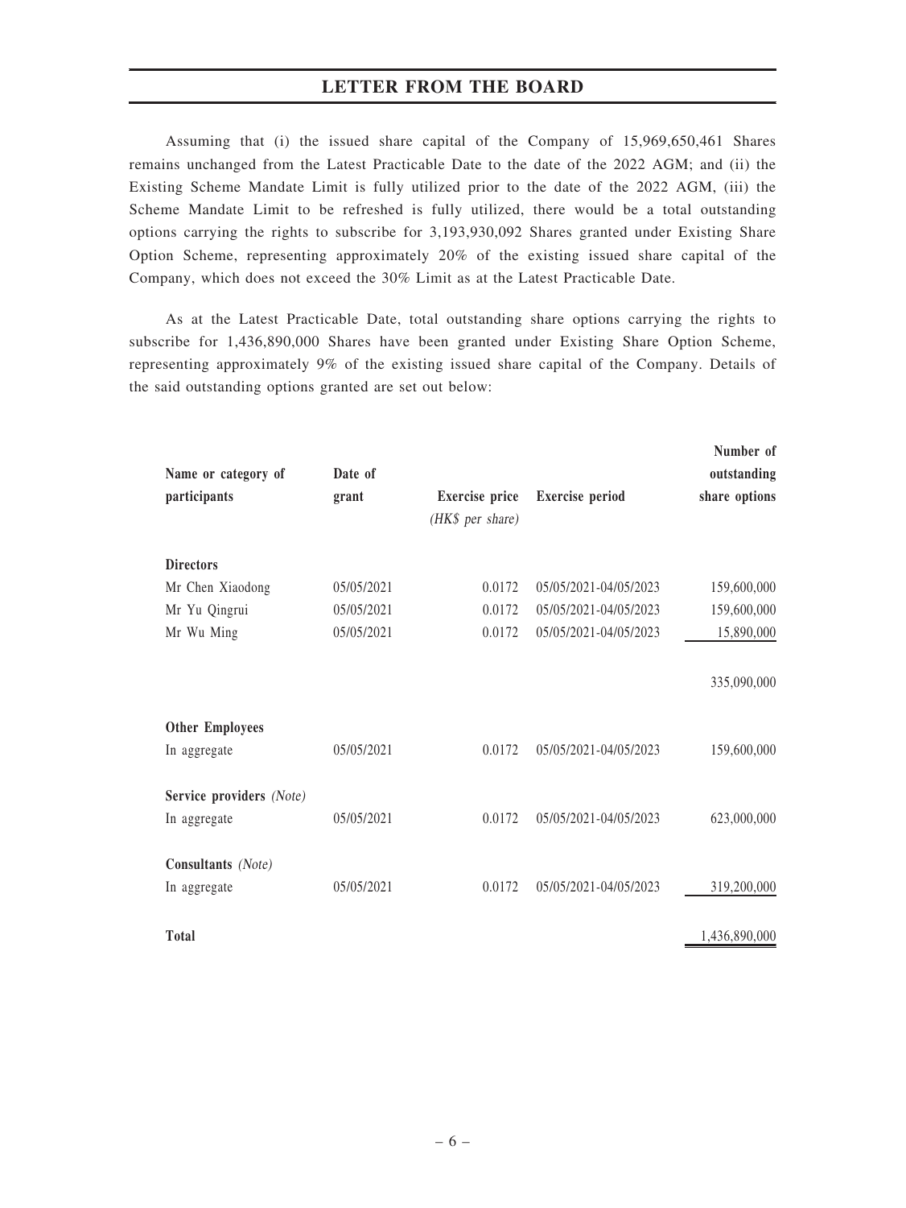Assuming that (i) the issued share capital of the Company of 15,969,650,461 Shares remains unchanged from the Latest Practicable Date to the date of the 2022 AGM; and (ii) the Existing Scheme Mandate Limit is fully utilized prior to the date of the 2022 AGM, (iii) the Scheme Mandate Limit to be refreshed is fully utilized, there would be a total outstanding options carrying the rights to subscribe for 3,193,930,092 Shares granted under Existing Share Option Scheme, representing approximately 20% of the existing issued share capital of the Company, which does not exceed the 30% Limit as at the Latest Practicable Date.

As at the Latest Practicable Date, total outstanding share options carrying the rights to subscribe for 1,436,890,000 Shares have been granted under Existing Share Option Scheme, representing approximately 9% of the existing issued share capital of the Company. Details of the said outstanding options granted are set out below:

| Name or category of participants | Date of grant | Exercise price *(HK$ per share)* | Exercise period | Number of outstanding share options |
|---|---|---|---|---|
| **Directors** | | | | |
| Mr Chen Xiaodong | 05/05/2021 | 0.0172 | 05/05/2021-04/05/2023 | 159,600,000 |
| Mr Yu Qingrui | 05/05/2021 | 0.0172 | 05/05/2021-04/05/2023 | 159,600,000 |
| Mr Wu Ming | 05/05/2021 | 0.0172 | 05/05/2021-04/05/2023 | 15,890,000 |
| | | | | 335,090,000 |
| **Other Employees** | | | | |
| In aggregate | 05/05/2021 | 0.0172 | 05/05/2021-04/05/2023 | 159,600,000 |
| **Service providers** *(Note)* | | | | |
| In aggregate | 05/05/2021 | 0.0172 | 05/05/2021-04/05/2023 | 623,000,000 |
| **Consultants** *(Note)* | | | | |
| In aggregate | 05/05/2021 | 0.0172 | 05/05/2021-04/05/2023 | 319,200,000 |
| **Total** | | | | 1,436,890,000 |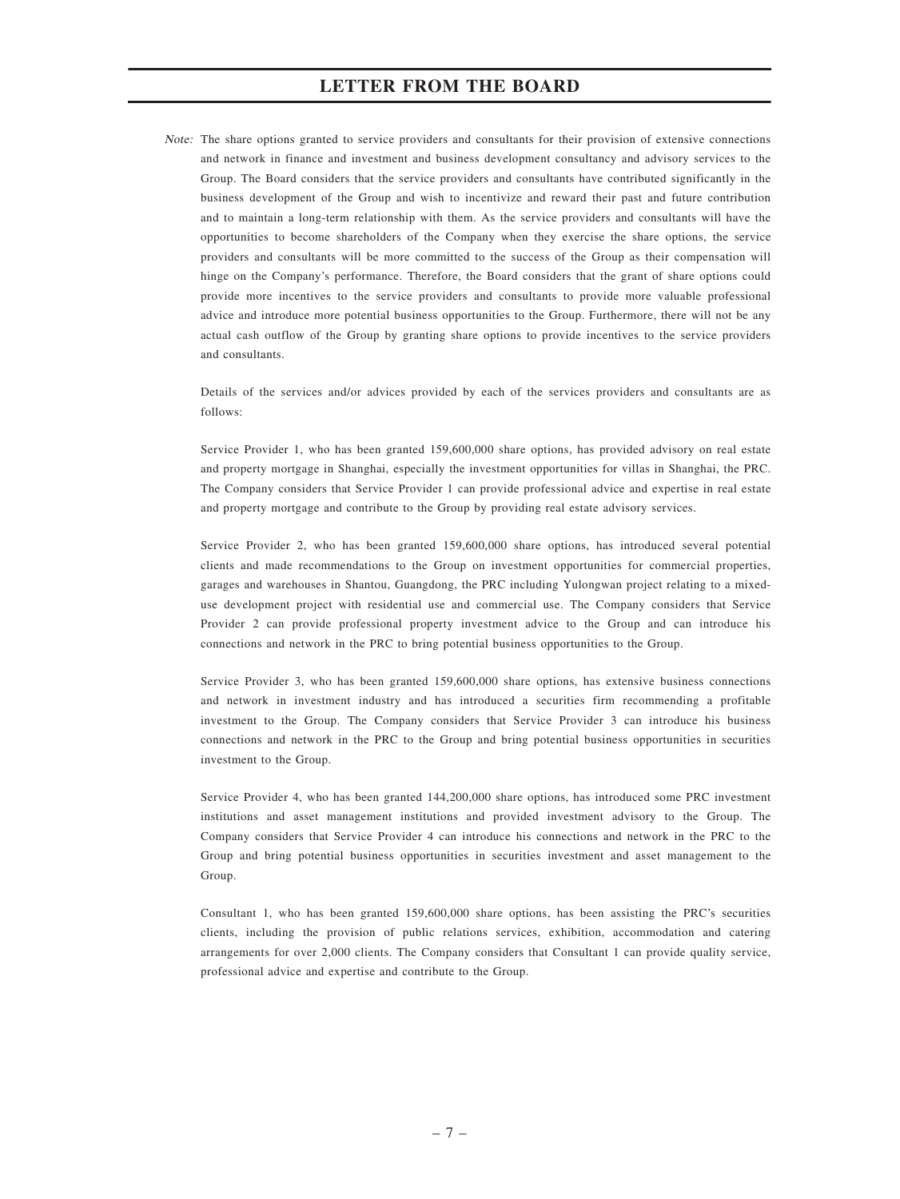*Note:* The share options granted to service providers and consultants for their provision of extensive connections and network in finance and investment and business development consultancy and advisory services to the Group. The Board considers that the service providers and consultants have contributed significantly in the business development of the Group and wish to incentivize and reward their past and future contribution and to maintain a long-term relationship with them. As the service providers and consultants will have the opportunities to become shareholders of the Company when they exercise the share options, the service providers and consultants will be more committed to the success of the Group as their compensation will hinge on the Company's performance. Therefore, the Board considers that the grant of share options could provide more incentives to the service providers and consultants to provide more valuable professional advice and introduce more potential business opportunities to the Group. Furthermore, there will not be any actual cash outflow of the Group by granting share options to provide incentives to the service providers and consultants.

Details of the services and/or advices provided by each of the services providers and consultants are as follows:

Service Provider 1, who has been granted 159,600,000 share options, has provided advisory on real estate and property mortgage in Shanghai, especially the investment opportunities for villas in Shanghai, the PRC. The Company considers that Service Provider 1 can provide professional advice and expertise in real estate and property mortgage and contribute to the Group by providing real estate advisory services.

Service Provider 2, who has been granted 159,600,000 share options, has introduced several potential clients and made recommendations to the Group on investment opportunities for commercial properties, garages and warehouses in Shantou, Guangdong, the PRC including Yulongwan project relating to a mixed-use development project with residential use and commercial use. The Company considers that Service Provider 2 can provide professional property investment advice to the Group and can introduce his connections and network in the PRC to bring potential business opportunities to the Group.

Service Provider 3, who has been granted 159,600,000 share options, has extensive business connections and network in investment industry and has introduced a securities firm recommending a profitable investment to the Group. The Company considers that Service Provider 3 can introduce his business connections and network in the PRC to the Group and bring potential business opportunities in securities investment to the Group.

Service Provider 4, who has been granted 144,200,000 share options, has introduced some PRC investment institutions and asset management institutions and provided investment advisory to the Group. The Company considers that Service Provider 4 can introduce his connections and network in the PRC to the Group and bring potential business opportunities in securities investment and asset management to the Group.

Consultant 1, who has been granted 159,600,000 share options, has been assisting the PRC's securities clients, including the provision of public relations services, exhibition, accommodation and catering arrangements for over 2,000 clients. The Company considers that Consultant 1 can provide quality service, professional advice and expertise and contribute to the Group.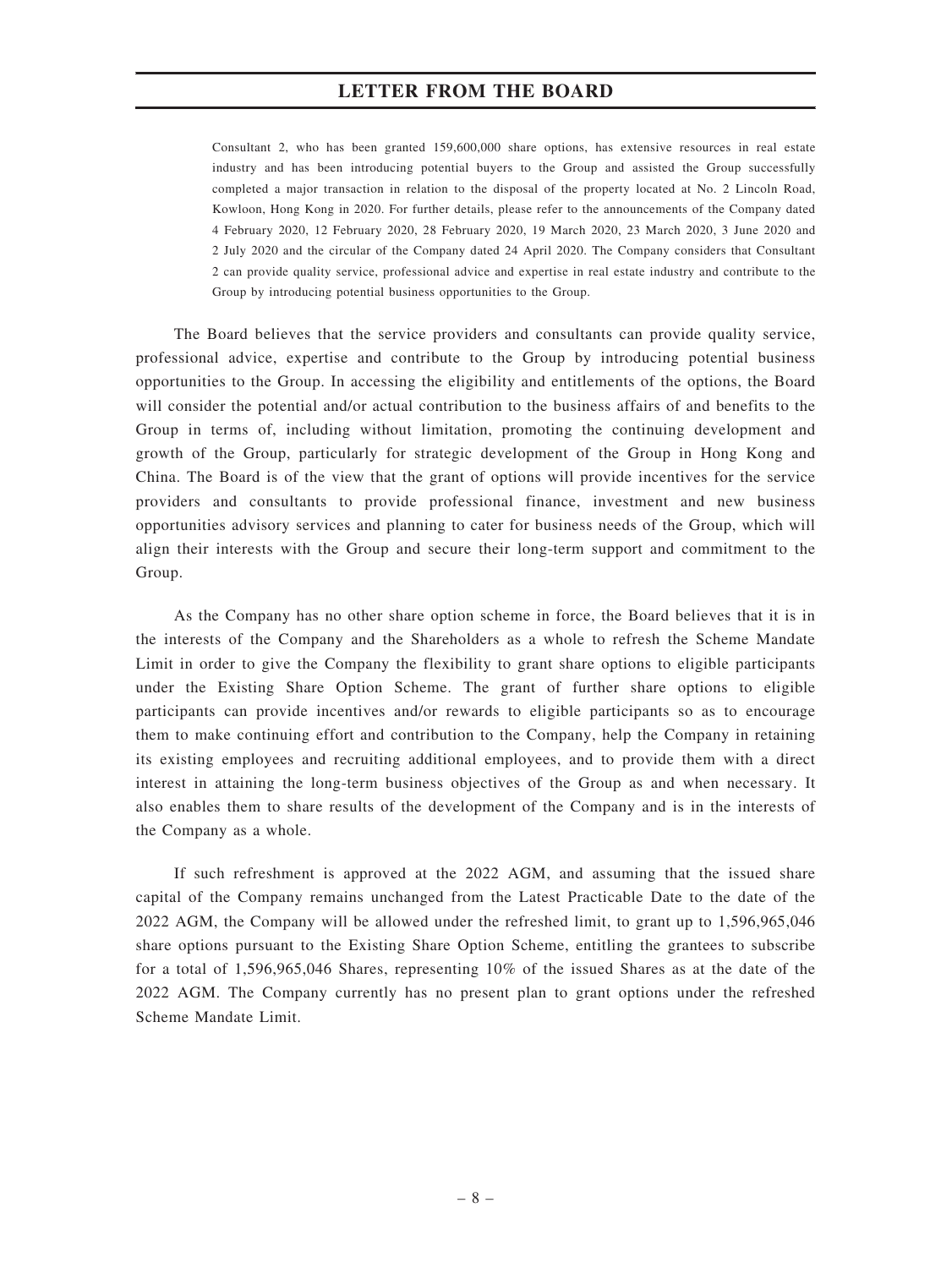Consultant 2, who has been granted 159,600,000 share options, has extensive resources in real estate industry and has been introducing potential buyers to the Group and assisted the Group successfully completed a major transaction in relation to the disposal of the property located at No. 2 Lincoln Road, Kowloon, Hong Kong in 2020. For further details, please refer to the announcements of the Company dated 4 February 2020, 12 February 2020, 28 February 2020, 19 March 2020, 23 March 2020, 3 June 2020 and 2 July 2020 and the circular of the Company dated 24 April 2020. The Company considers that Consultant 2 can provide quality service, professional advice and expertise in real estate industry and contribute to the Group by introducing potential business opportunities to the Group.

The Board believes that the service providers and consultants can provide quality service, professional advice, expertise and contribute to the Group by introducing potential business opportunities to the Group. In accessing the eligibility and entitlements of the options, the Board will consider the potential and/or actual contribution to the business affairs of and benefits to the Group in terms of, including without limitation, promoting the continuing development and growth of the Group, particularly for strategic development of the Group in Hong Kong and China. The Board is of the view that the grant of options will provide incentives for the service providers and consultants to provide professional finance, investment and new business opportunities advisory services and planning to cater for business needs of the Group, which will align their interests with the Group and secure their long-term support and commitment to the Group.

As the Company has no other share option scheme in force, the Board believes that it is in the interests of the Company and the Shareholders as a whole to refresh the Scheme Mandate Limit in order to give the Company the flexibility to grant share options to eligible participants under the Existing Share Option Scheme. The grant of further share options to eligible participants can provide incentives and/or rewards to eligible participants so as to encourage them to make continuing effort and contribution to the Company, help the Company in retaining its existing employees and recruiting additional employees, and to provide them with a direct interest in attaining the long-term business objectives of the Group as and when necessary. It also enables them to share results of the development of the Company and is in the interests of the Company as a whole.

If such refreshment is approved at the 2022 AGM, and assuming that the issued share capital of the Company remains unchanged from the Latest Practicable Date to the date of the 2022 AGM, the Company will be allowed under the refreshed limit, to grant up to 1,596,965,046 share options pursuant to the Existing Share Option Scheme, entitling the grantees to subscribe for a total of 1,596,965,046 Shares, representing 10% of the issued Shares as at the date of the 2022 AGM. The Company currently has no present plan to grant options under the refreshed Scheme Mandate Limit.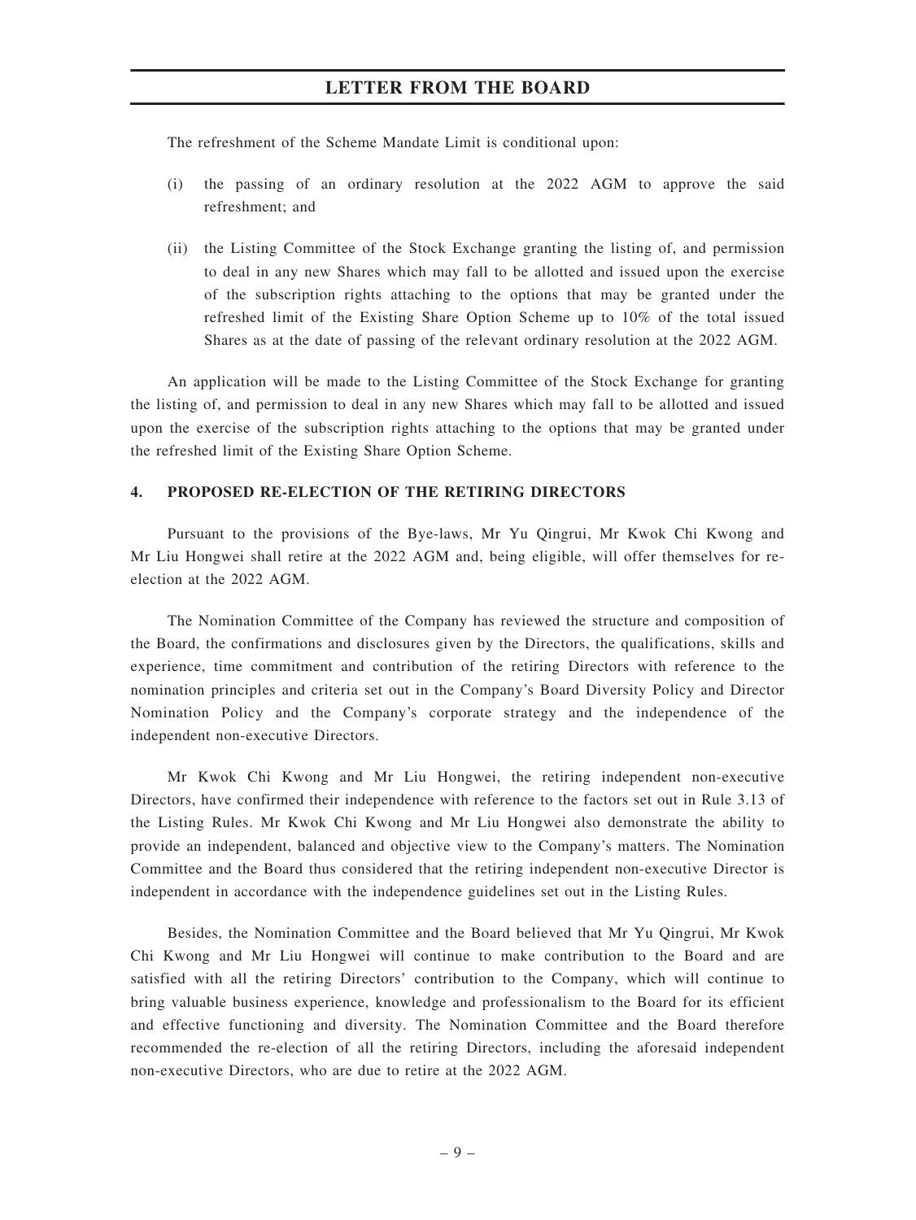The refreshment of the Scheme Mandate Limit is conditional upon:

(i) the passing of an ordinary resolution at the 2022 AGM to approve the said refreshment; and

(ii) the Listing Committee of the Stock Exchange granting the listing of, and permission to deal in any new Shares which may fall to be allotted and issued upon the exercise of the subscription rights attaching to the options that may be granted under the refreshed limit of the Existing Share Option Scheme up to 10% of the total issued Shares as at the date of passing of the relevant ordinary resolution at the 2022 AGM.

An application will be made to the Listing Committee of the Stock Exchange for granting the listing of, and permission to deal in any new Shares which may fall to be allotted and issued upon the exercise of the subscription rights attaching to the options that may be granted under the refreshed limit of the Existing Share Option Scheme.

## 4. PROPOSED RE-ELECTION OF THE RETIRING DIRECTORS

Pursuant to the provisions of the Bye-laws, Mr Yu Qingrui, Mr Kwok Chi Kwong and Mr Liu Hongwei shall retire at the 2022 AGM and, being eligible, will offer themselves for re-election at the 2022 AGM.

The Nomination Committee of the Company has reviewed the structure and composition of the Board, the confirmations and disclosures given by the Directors, the qualifications, skills and experience, time commitment and contribution of the retiring Directors with reference to the nomination principles and criteria set out in the Company's Board Diversity Policy and Director Nomination Policy and the Company's corporate strategy and the independence of the independent non-executive Directors.

Mr Kwok Chi Kwong and Mr Liu Hongwei, the retiring independent non-executive Directors, have confirmed their independence with reference to the factors set out in Rule 3.13 of the Listing Rules. Mr Kwok Chi Kwong and Mr Liu Hongwei also demonstrate the ability to provide an independent, balanced and objective view to the Company's matters. The Nomination Committee and the Board thus considered that the retiring independent non-executive Director is independent in accordance with the independence guidelines set out in the Listing Rules.

Besides, the Nomination Committee and the Board believed that Mr Yu Qingrui, Mr Kwok Chi Kwong and Mr Liu Hongwei will continue to make contribution to the Board and are satisfied with all the retiring Directors' contribution to the Company, which will continue to bring valuable business experience, knowledge and professionalism to the Board for its efficient and effective functioning and diversity. The Nomination Committee and the Board therefore recommended the re-election of all the retiring Directors, including the aforesaid independent non-executive Directors, who are due to retire at the 2022 AGM.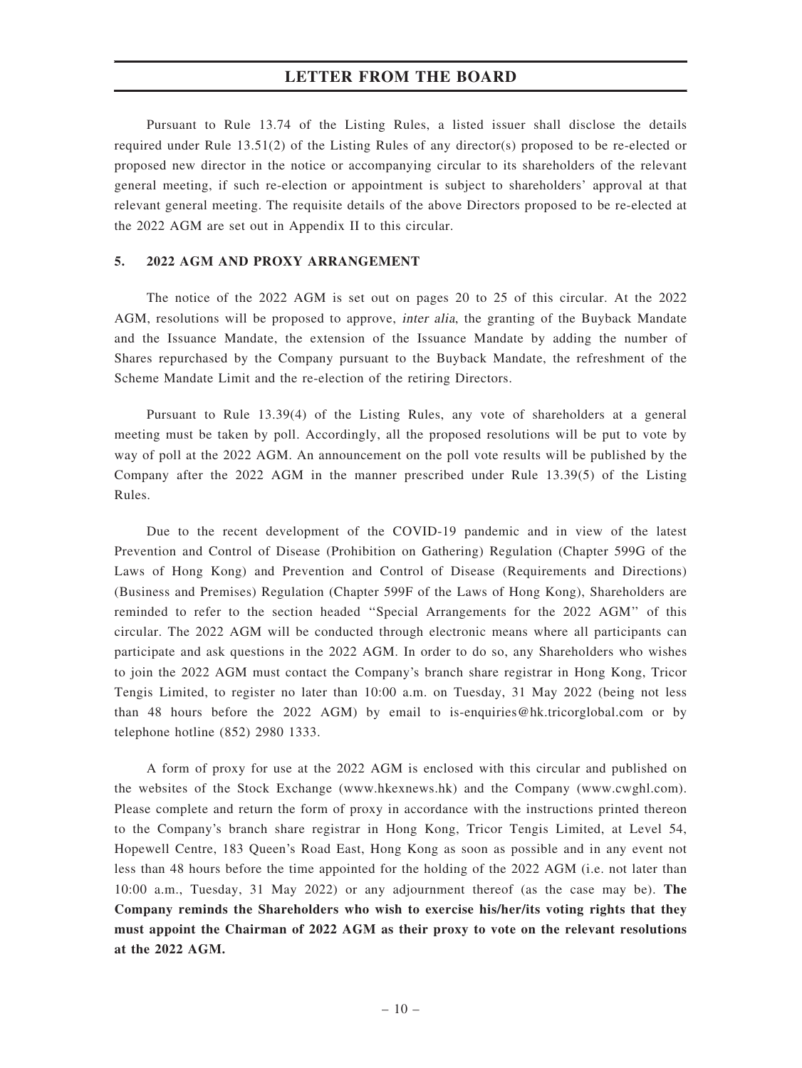Pursuant to Rule 13.74 of the Listing Rules, a listed issuer shall disclose the details required under Rule 13.51(2) of the Listing Rules of any director(s) proposed to be re-elected or proposed new director in the notice or accompanying circular to its shareholders of the relevant general meeting, if such re-election or appointment is subject to shareholders' approval at that relevant general meeting. The requisite details of the above Directors proposed to be re-elected at the 2022 AGM are set out in Appendix II to this circular.

## 5. 2022 AGM AND PROXY ARRANGEMENT

The notice of the 2022 AGM is set out on pages 20 to 25 of this circular. At the 2022 AGM, resolutions will be proposed to approve, *inter alia*, the granting of the Buyback Mandate and the Issuance Mandate, the extension of the Issuance Mandate by adding the number of Shares repurchased by the Company pursuant to the Buyback Mandate, the refreshment of the Scheme Mandate Limit and the re-election of the retiring Directors.

Pursuant to Rule 13.39(4) of the Listing Rules, any vote of shareholders at a general meeting must be taken by poll. Accordingly, all the proposed resolutions will be put to vote by way of poll at the 2022 AGM. An announcement on the poll vote results will be published by the Company after the 2022 AGM in the manner prescribed under Rule 13.39(5) of the Listing Rules.

Due to the recent development of the COVID-19 pandemic and in view of the latest Prevention and Control of Disease (Prohibition on Gathering) Regulation (Chapter 599G of the Laws of Hong Kong) and Prevention and Control of Disease (Requirements and Directions) (Business and Premises) Regulation (Chapter 599F of the Laws of Hong Kong), Shareholders are reminded to refer to the section headed "Special Arrangements for the 2022 AGM" of this circular. The 2022 AGM will be conducted through electronic means where all participants can participate and ask questions in the 2022 AGM. In order to do so, any Shareholders who wishes to join the 2022 AGM must contact the Company's branch share registrar in Hong Kong, Tricor Tengis Limited, to register no later than 10:00 a.m. on Tuesday, 31 May 2022 (being not less than 48 hours before the 2022 AGM) by email to is-enquiries@hk.tricorglobal.com or by telephone hotline (852) 2980 1333.

A form of proxy for use at the 2022 AGM is enclosed with this circular and published on the websites of the Stock Exchange (www.hkexnews.hk) and the Company (www.cwghl.com). Please complete and return the form of proxy in accordance with the instructions printed thereon to the Company's branch share registrar in Hong Kong, Tricor Tengis Limited, at Level 54, Hopewell Centre, 183 Queen's Road East, Hong Kong as soon as possible and in any event not less than 48 hours before the time appointed for the holding of the 2022 AGM (i.e. not later than 10:00 a.m., Tuesday, 31 May 2022) or any adjournment thereof (as the case may be). **The Company reminds the Shareholders who wish to exercise his/her/its voting rights that they must appoint the Chairman of 2022 AGM as their proxy to vote on the relevant resolutions at the 2022 AGM.**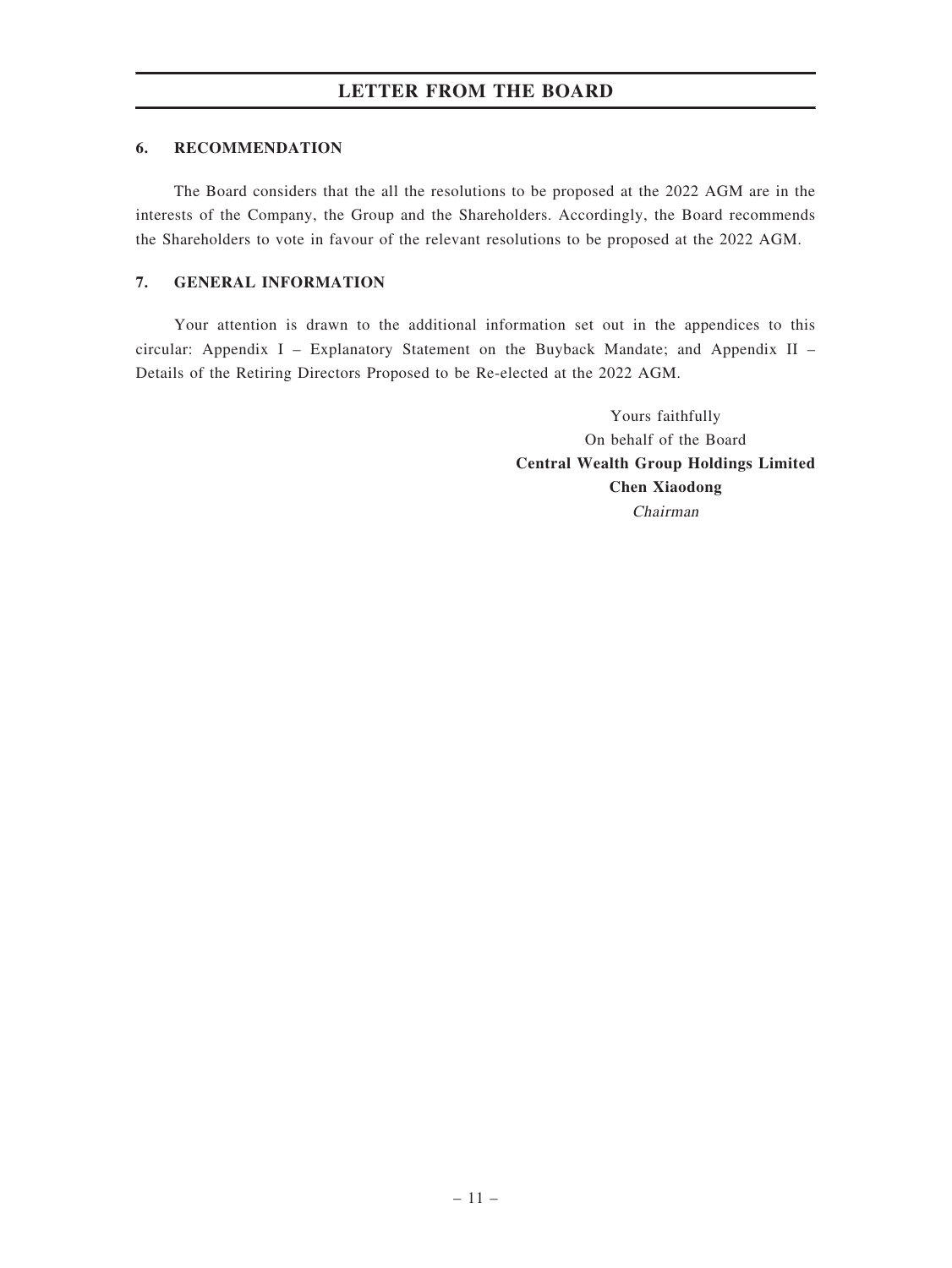## 6. RECOMMENDATION

The Board considers that the all the resolutions to be proposed at the 2022 AGM are in the interests of the Company, the Group and the Shareholders. Accordingly, the Board recommends the Shareholders to vote in favour of the relevant resolutions to be proposed at the 2022 AGM.

## 7. GENERAL INFORMATION

Your attention is drawn to the additional information set out in the appendices to this circular: Appendix I – Explanatory Statement on the Buyback Mandate; and Appendix II – Details of the Retiring Directors Proposed to be Re-elected at the 2022 AGM.

Yours faithfully
On behalf of the Board
**Central Wealth Group Holdings Limited**
**Chen Xiaodong**
*Chairman*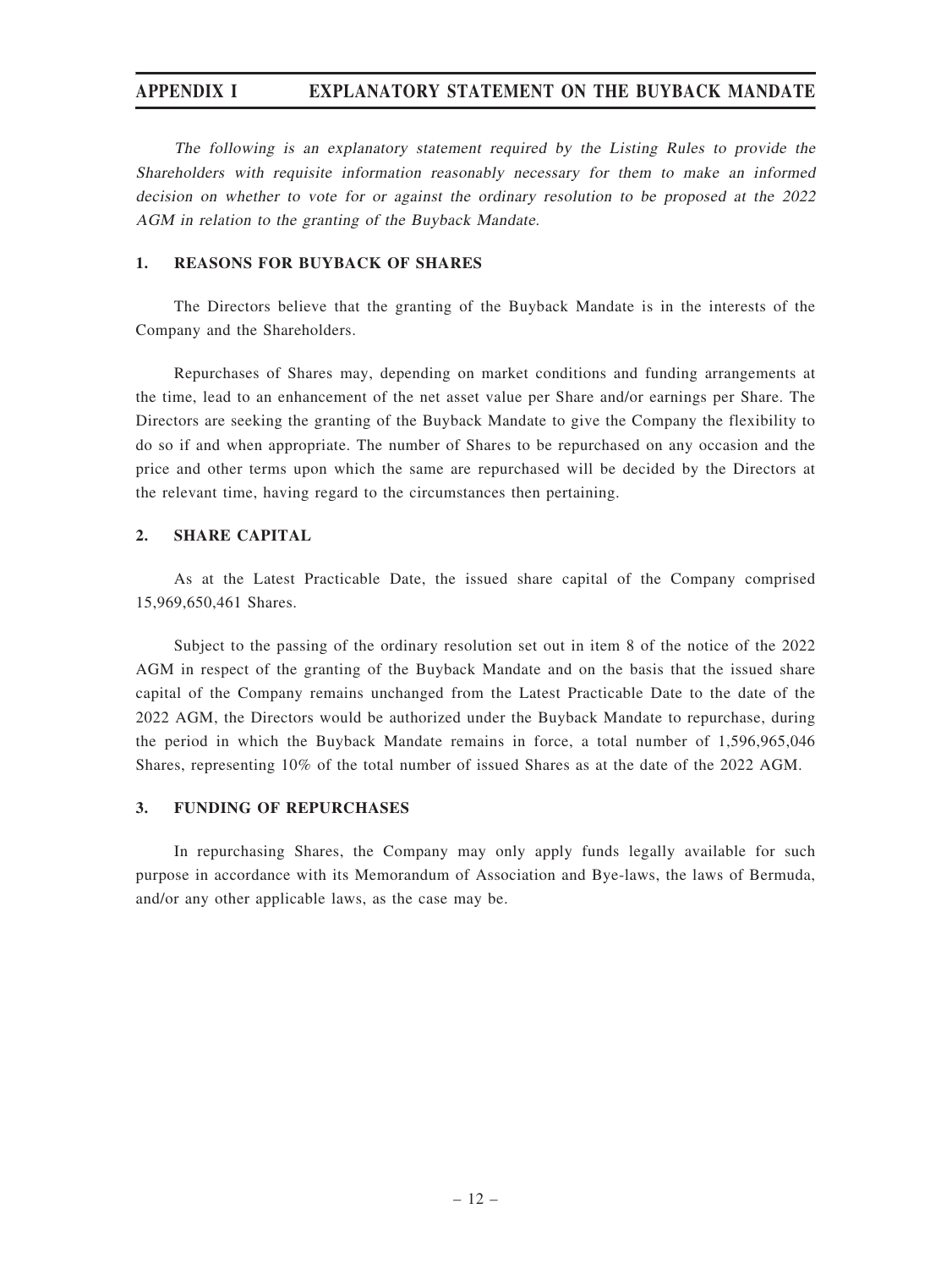# APPENDIX I EXPLANATORY STATEMENT ON THE BUYBACK MANDATE

*The following is an explanatory statement required by the Listing Rules to provide the Shareholders with requisite information reasonably necessary for them to make an informed decision on whether to vote for or against the ordinary resolution to be proposed at the 2022 AGM in relation to the granting of the Buyback Mandate.*

## 1. REASONS FOR BUYBACK OF SHARES

The Directors believe that the granting of the Buyback Mandate is in the interests of the Company and the Shareholders.

Repurchases of Shares may, depending on market conditions and funding arrangements at the time, lead to an enhancement of the net asset value per Share and/or earnings per Share. The Directors are seeking the granting of the Buyback Mandate to give the Company the flexibility to do so if and when appropriate. The number of Shares to be repurchased on any occasion and the price and other terms upon which the same are repurchased will be decided by the Directors at the relevant time, having regard to the circumstances then pertaining.

## 2. SHARE CAPITAL

As at the Latest Practicable Date, the issued share capital of the Company comprised 15,969,650,461 Shares.

Subject to the passing of the ordinary resolution set out in item 8 of the notice of the 2022 AGM in respect of the granting of the Buyback Mandate and on the basis that the issued share capital of the Company remains unchanged from the Latest Practicable Date to the date of the 2022 AGM, the Directors would be authorized under the Buyback Mandate to repurchase, during the period in which the Buyback Mandate remains in force, a total number of 1,596,965,046 Shares, representing 10% of the total number of issued Shares as at the date of the 2022 AGM.

## 3. FUNDING OF REPURCHASES

In repurchasing Shares, the Company may only apply funds legally available for such purpose in accordance with its Memorandum of Association and Bye-laws, the laws of Bermuda, and/or any other applicable laws, as the case may be.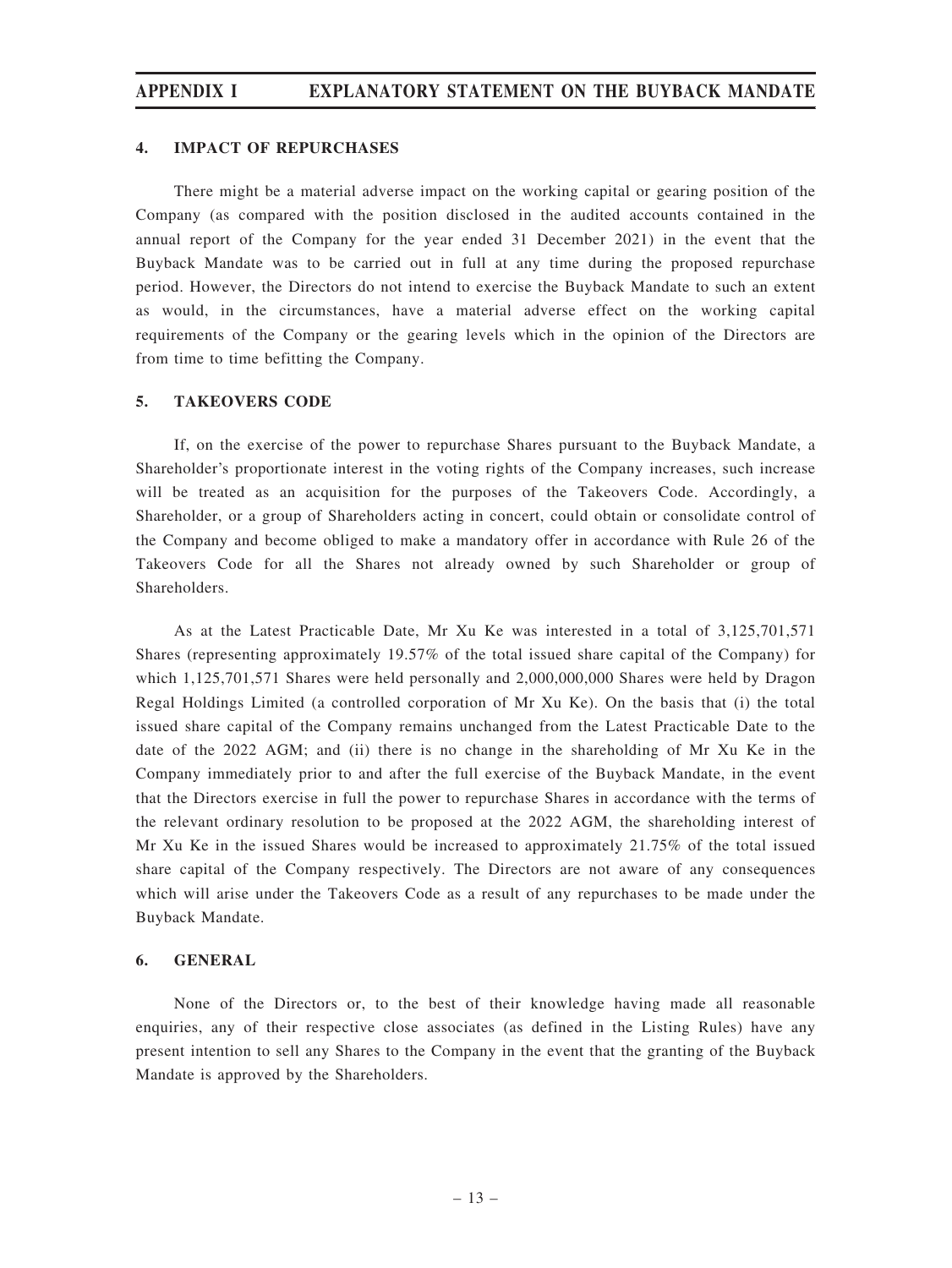## 4. IMPACT OF REPURCHASES

There might be a material adverse impact on the working capital or gearing position of the Company (as compared with the position disclosed in the audited accounts contained in the annual report of the Company for the year ended 31 December 2021) in the event that the Buyback Mandate was to be carried out in full at any time during the proposed repurchase period. However, the Directors do not intend to exercise the Buyback Mandate to such an extent as would, in the circumstances, have a material adverse effect on the working capital requirements of the Company or the gearing levels which in the opinion of the Directors are from time to time befitting the Company.

## 5. TAKEOVERS CODE

If, on the exercise of the power to repurchase Shares pursuant to the Buyback Mandate, a Shareholder's proportionate interest in the voting rights of the Company increases, such increase will be treated as an acquisition for the purposes of the Takeovers Code. Accordingly, a Shareholder, or a group of Shareholders acting in concert, could obtain or consolidate control of the Company and become obliged to make a mandatory offer in accordance with Rule 26 of the Takeovers Code for all the Shares not already owned by such Shareholder or group of Shareholders.

As at the Latest Practicable Date, Mr Xu Ke was interested in a total of 3,125,701,571 Shares (representing approximately 19.57% of the total issued share capital of the Company) for which 1,125,701,571 Shares were held personally and 2,000,000,000 Shares were held by Dragon Regal Holdings Limited (a controlled corporation of Mr Xu Ke). On the basis that (i) the total issued share capital of the Company remains unchanged from the Latest Practicable Date to the date of the 2022 AGM; and (ii) there is no change in the shareholding of Mr Xu Ke in the Company immediately prior to and after the full exercise of the Buyback Mandate, in the event that the Directors exercise in full the power to repurchase Shares in accordance with the terms of the relevant ordinary resolution to be proposed at the 2022 AGM, the shareholding interest of Mr Xu Ke in the issued Shares would be increased to approximately 21.75% of the total issued share capital of the Company respectively. The Directors are not aware of any consequences which will arise under the Takeovers Code as a result of any repurchases to be made under the Buyback Mandate.

## 6. GENERAL

None of the Directors or, to the best of their knowledge having made all reasonable enquiries, any of their respective close associates (as defined in the Listing Rules) have any present intention to sell any Shares to the Company in the event that the granting of the Buyback Mandate is approved by the Shareholders.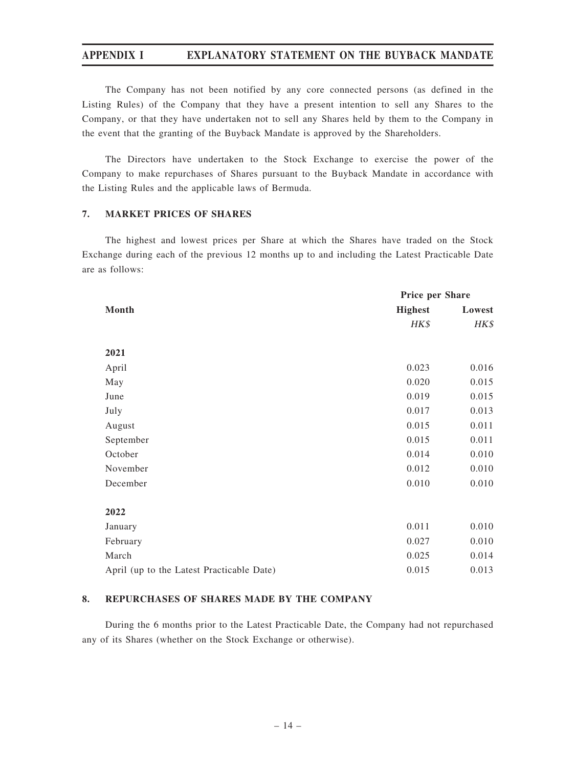The Company has not been notified by any core connected persons (as defined in the Listing Rules) of the Company that they have a present intention to sell any Shares to the Company, or that they have undertaken not to sell any Shares held by them to the Company in the event that the granting of the Buyback Mandate is approved by the Shareholders.

The Directors have undertaken to the Stock Exchange to exercise the power of the Company to make repurchases of Shares pursuant to the Buyback Mandate in accordance with the Listing Rules and the applicable laws of Bermuda.

## 7. MARKET PRICES OF SHARES

The highest and lowest prices per Share at which the Shares have traded on the Stock Exchange during each of the previous 12 months up to and including the Latest Practicable Date are as follows:

| | Price per Share | |
|---|---|---|
| **Month** | **Highest** | **Lowest** |
| | *HK$* | *HK$* |
| **2021** | | |
| April | 0.023 | 0.016 |
| May | 0.020 | 0.015 |
| June | 0.019 | 0.015 |
| July | 0.017 | 0.013 |
| August | 0.015 | 0.011 |
| September | 0.015 | 0.011 |
| October | 0.014 | 0.010 |
| November | 0.012 | 0.010 |
| December | 0.010 | 0.010 |
| **2022** | | |
| January | 0.011 | 0.010 |
| February | 0.027 | 0.010 |
| March | 0.025 | 0.014 |
| April (up to the Latest Practicable Date) | 0.015 | 0.013 |

## 8. REPURCHASES OF SHARES MADE BY THE COMPANY

During the 6 months prior to the Latest Practicable Date, the Company had not repurchased any of its Shares (whether on the Stock Exchange or otherwise).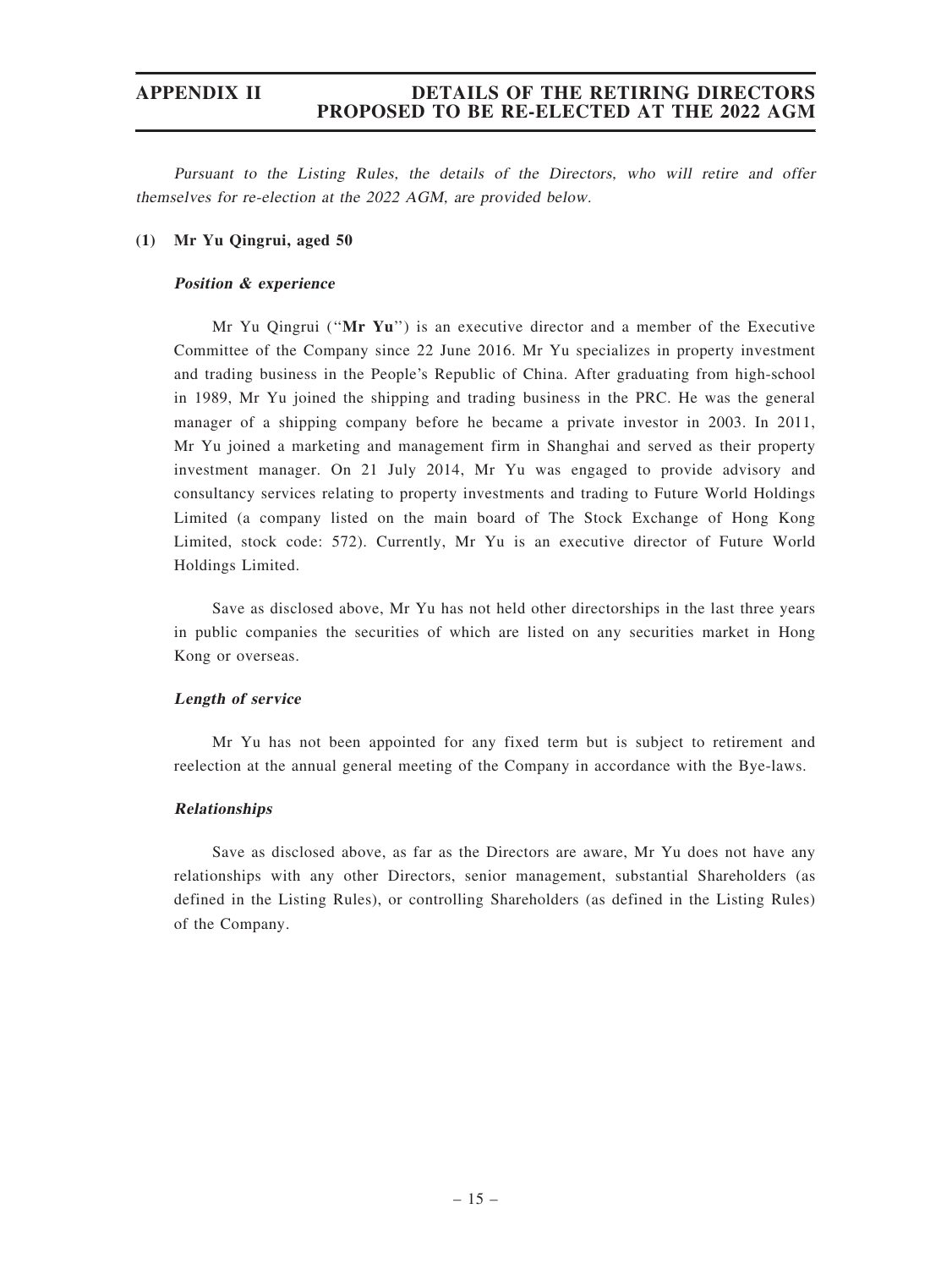*Pursuant to the Listing Rules, the details of the Directors, who will retire and offer themselves for re-election at the 2022 AGM, are provided below.*

**(1) Mr Yu Qingrui, aged 50**

***Position & experience***

Mr Yu Qingrui ("**Mr Yu**") is an executive director and a member of the Executive Committee of the Company since 22 June 2016. Mr Yu specializes in property investment and trading business in the People's Republic of China. After graduating from high-school in 1989, Mr Yu joined the shipping and trading business in the PRC. He was the general manager of a shipping company before he became a private investor in 2003. In 2011, Mr Yu joined a marketing and management firm in Shanghai and served as their property investment manager. On 21 July 2014, Mr Yu was engaged to provide advisory and consultancy services relating to property investments and trading to Future World Holdings Limited (a company listed on the main board of The Stock Exchange of Hong Kong Limited, stock code: 572). Currently, Mr Yu is an executive director of Future World Holdings Limited.

Save as disclosed above, Mr Yu has not held other directorships in the last three years in public companies the securities of which are listed on any securities market in Hong Kong or overseas.

***Length of service***

Mr Yu has not been appointed for any fixed term but is subject to retirement and reelection at the annual general meeting of the Company in accordance with the Bye-laws.

***Relationships***

Save as disclosed above, as far as the Directors are aware, Mr Yu does not have any relationships with any other Directors, senior management, substantial Shareholders (as defined in the Listing Rules), or controlling Shareholders (as defined in the Listing Rules) of the Company.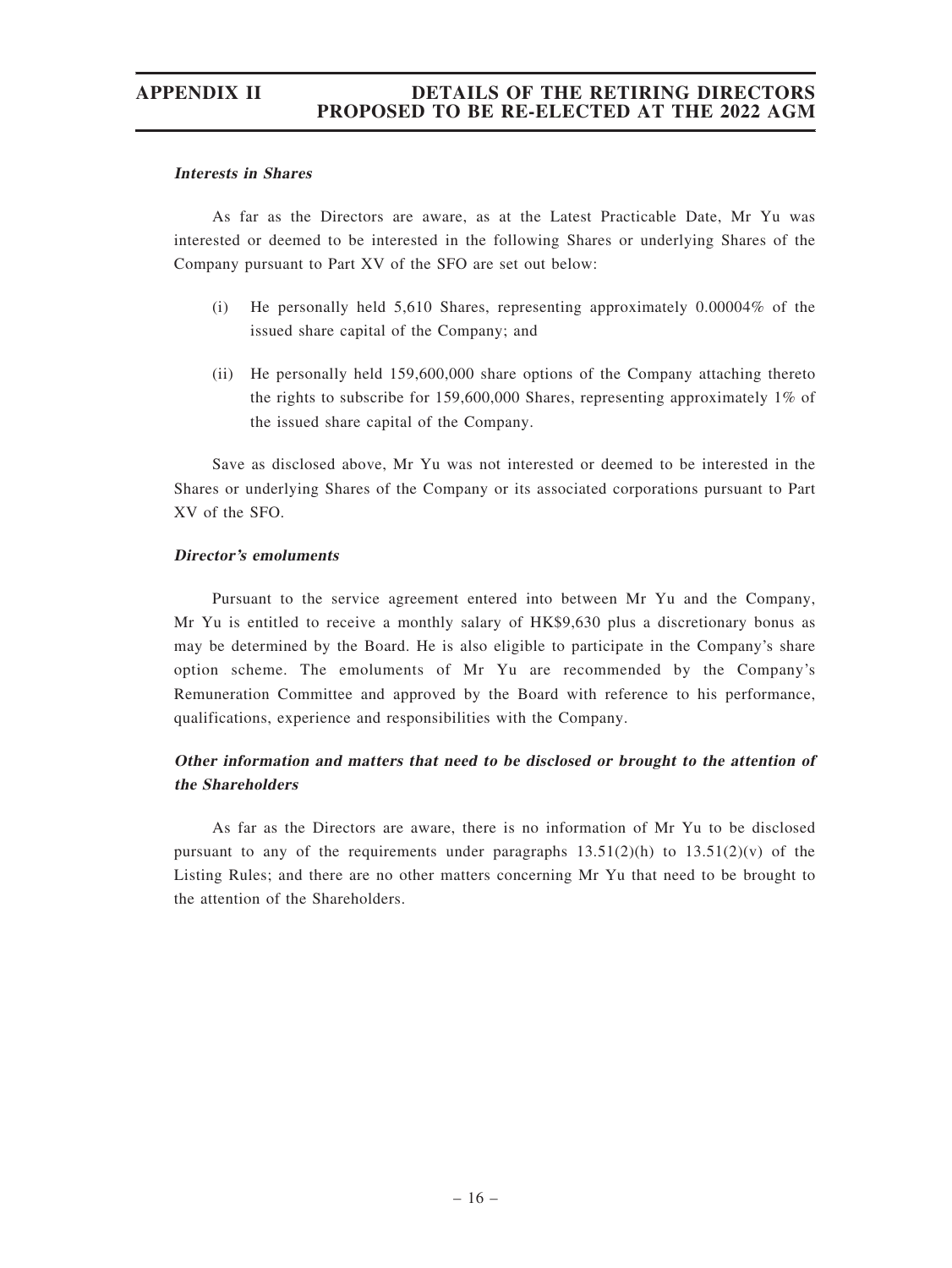***Interests in Shares***

As far as the Directors are aware, as at the Latest Practicable Date, Mr Yu was interested or deemed to be interested in the following Shares or underlying Shares of the Company pursuant to Part XV of the SFO are set out below:

(i) He personally held 5,610 Shares, representing approximately 0.00004% of the issued share capital of the Company; and

(ii) He personally held 159,600,000 share options of the Company attaching thereto the rights to subscribe for 159,600,000 Shares, representing approximately 1% of the issued share capital of the Company.

Save as disclosed above, Mr Yu was not interested or deemed to be interested in the Shares or underlying Shares of the Company or its associated corporations pursuant to Part XV of the SFO.

***Director's emoluments***

Pursuant to the service agreement entered into between Mr Yu and the Company, Mr Yu is entitled to receive a monthly salary of HK$9,630 plus a discretionary bonus as may be determined by the Board. He is also eligible to participate in the Company's share option scheme. The emoluments of Mr Yu are recommended by the Company's Remuneration Committee and approved by the Board with reference to his performance, qualifications, experience and responsibilities with the Company.

***Other information and matters that need to be disclosed or brought to the attention of the Shareholders***

As far as the Directors are aware, there is no information of Mr Yu to be disclosed pursuant to any of the requirements under paragraphs 13.51(2)(h) to 13.51(2)(v) of the Listing Rules; and there are no other matters concerning Mr Yu that need to be brought to the attention of the Shareholders.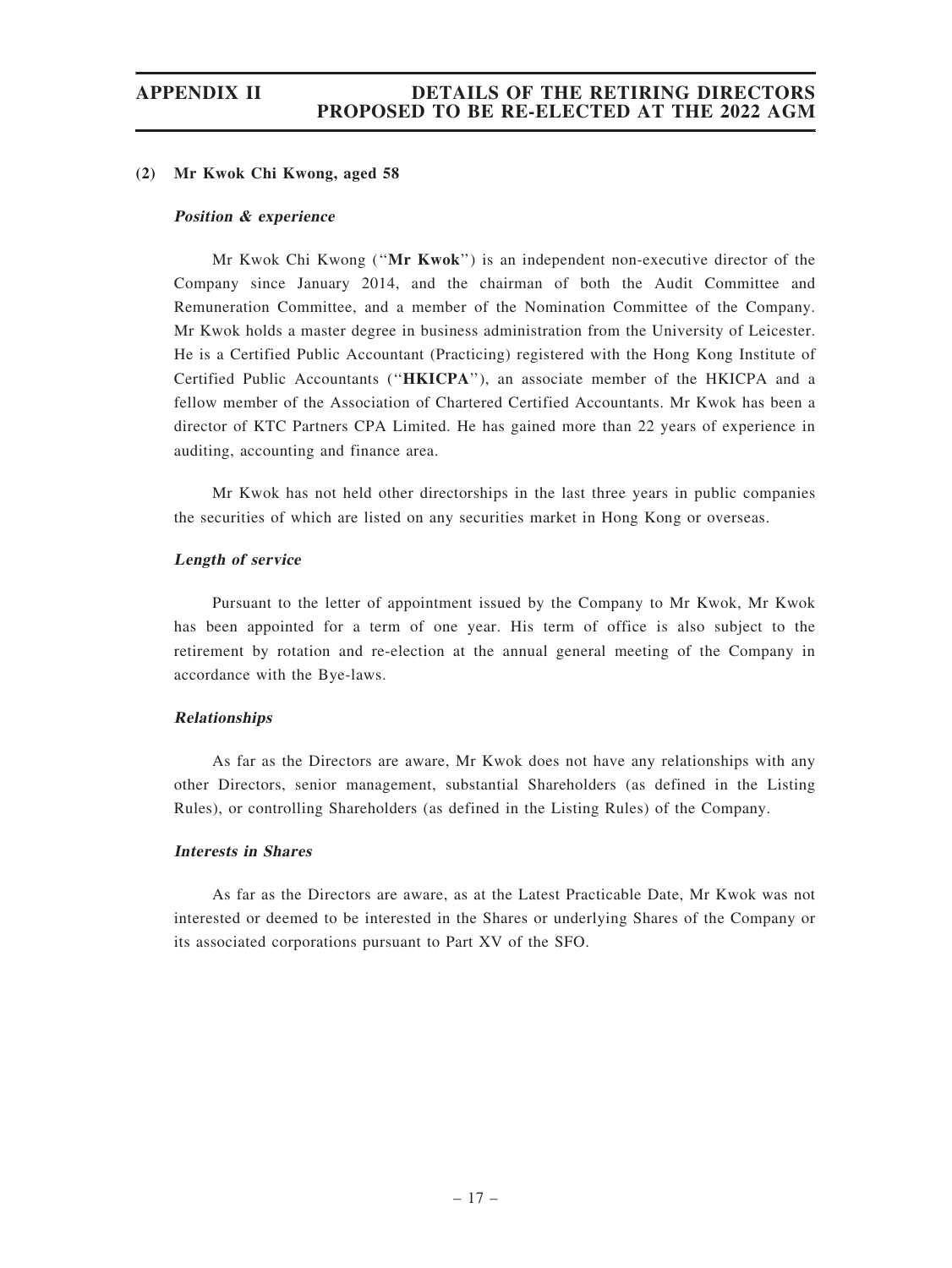### (2) Mr Kwok Chi Kwong, aged 58

***Position & experience***

Mr Kwok Chi Kwong ("**Mr Kwok**") is an independent non-executive director of the Company since January 2014, and the chairman of both the Audit Committee and Remuneration Committee, and a member of the Nomination Committee of the Company. Mr Kwok holds a master degree in business administration from the University of Leicester. He is a Certified Public Accountant (Practicing) registered with the Hong Kong Institute of Certified Public Accountants ("**HKICPA**"), an associate member of the HKICPA and a fellow member of the Association of Chartered Certified Accountants. Mr Kwok has been a director of KTC Partners CPA Limited. He has gained more than 22 years of experience in auditing, accounting and finance area.

Mr Kwok has not held other directorships in the last three years in public companies the securities of which are listed on any securities market in Hong Kong or overseas.

***Length of service***

Pursuant to the letter of appointment issued by the Company to Mr Kwok, Mr Kwok has been appointed for a term of one year. His term of office is also subject to the retirement by rotation and re-election at the annual general meeting of the Company in accordance with the Bye-laws.

***Relationships***

As far as the Directors are aware, Mr Kwok does not have any relationships with any other Directors, senior management, substantial Shareholders (as defined in the Listing Rules), or controlling Shareholders (as defined in the Listing Rules) of the Company.

***Interests in Shares***

As far as the Directors are aware, as at the Latest Practicable Date, Mr Kwok was not interested or deemed to be interested in the Shares or underlying Shares of the Company or its associated corporations pursuant to Part XV of the SFO.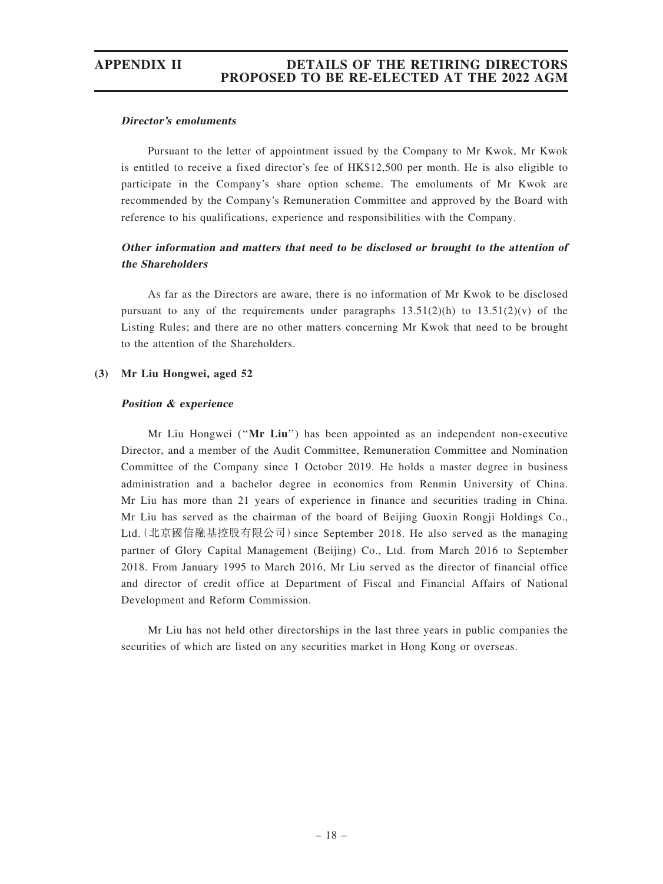***Director's emoluments***

Pursuant to the letter of appointment issued by the Company to Mr Kwok, Mr Kwok is entitled to receive a fixed director's fee of HK$12,500 per month. He is also eligible to participate in the Company's share option scheme. The emoluments of Mr Kwok are recommended by the Company's Remuneration Committee and approved by the Board with reference to his qualifications, experience and responsibilities with the Company.

***Other information and matters that need to be disclosed or brought to the attention of the Shareholders***

As far as the Directors are aware, there is no information of Mr Kwok to be disclosed pursuant to any of the requirements under paragraphs 13.51(2)(h) to 13.51(2)(v) of the Listing Rules; and there are no other matters concerning Mr Kwok that need to be brought to the attention of the Shareholders.

**(3) Mr Liu Hongwei, aged 52**

***Position & experience***

Mr Liu Hongwei ("**Mr Liu**") has been appointed as an independent non-executive Director, and a member of the Audit Committee, Remuneration Committee and Nomination Committee of the Company since 1 October 2019. He holds a master degree in business administration and a bachelor degree in economics from Renmin University of China. Mr Liu has more than 21 years of experience in finance and securities trading in China. Mr Liu has served as the chairman of the board of Beijing Guoxin Rongji Holdings Co., Ltd.（北京國信融基控股有限公司）since September 2018. He also served as the managing partner of Glory Capital Management (Beijing) Co., Ltd. from March 2016 to September 2018. From January 1995 to March 2016, Mr Liu served as the director of financial office and director of credit office at Department of Fiscal and Financial Affairs of National Development and Reform Commission.

Mr Liu has not held other directorships in the last three years in public companies the securities of which are listed on any securities market in Hong Kong or overseas.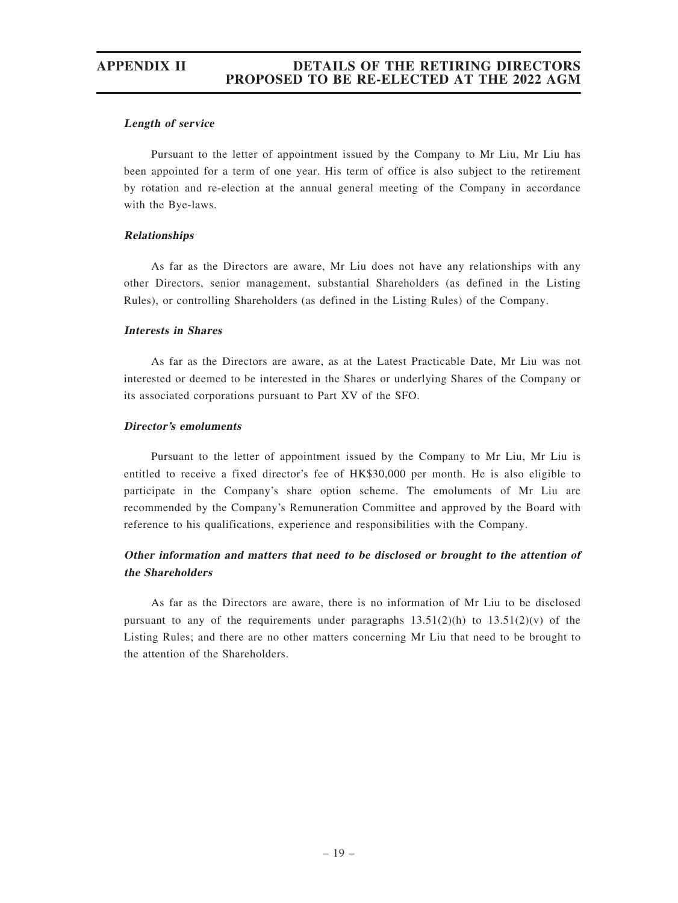***Length of service***

Pursuant to the letter of appointment issued by the Company to Mr Liu, Mr Liu has been appointed for a term of one year. His term of office is also subject to the retirement by rotation and re-election at the annual general meeting of the Company in accordance with the Bye-laws.

***Relationships***

As far as the Directors are aware, Mr Liu does not have any relationships with any other Directors, senior management, substantial Shareholders (as defined in the Listing Rules), or controlling Shareholders (as defined in the Listing Rules) of the Company.

***Interests in Shares***

As far as the Directors are aware, as at the Latest Practicable Date, Mr Liu was not interested or deemed to be interested in the Shares or underlying Shares of the Company or its associated corporations pursuant to Part XV of the SFO.

***Director's emoluments***

Pursuant to the letter of appointment issued by the Company to Mr Liu, Mr Liu is entitled to receive a fixed director's fee of HK$30,000 per month. He is also eligible to participate in the Company's share option scheme. The emoluments of Mr Liu are recommended by the Company's Remuneration Committee and approved by the Board with reference to his qualifications, experience and responsibilities with the Company.

***Other information and matters that need to be disclosed or brought to the attention of the Shareholders***

As far as the Directors are aware, there is no information of Mr Liu to be disclosed pursuant to any of the requirements under paragraphs 13.51(2)(h) to 13.51(2)(v) of the Listing Rules; and there are no other matters concerning Mr Liu that need to be brought to the attention of the Shareholders.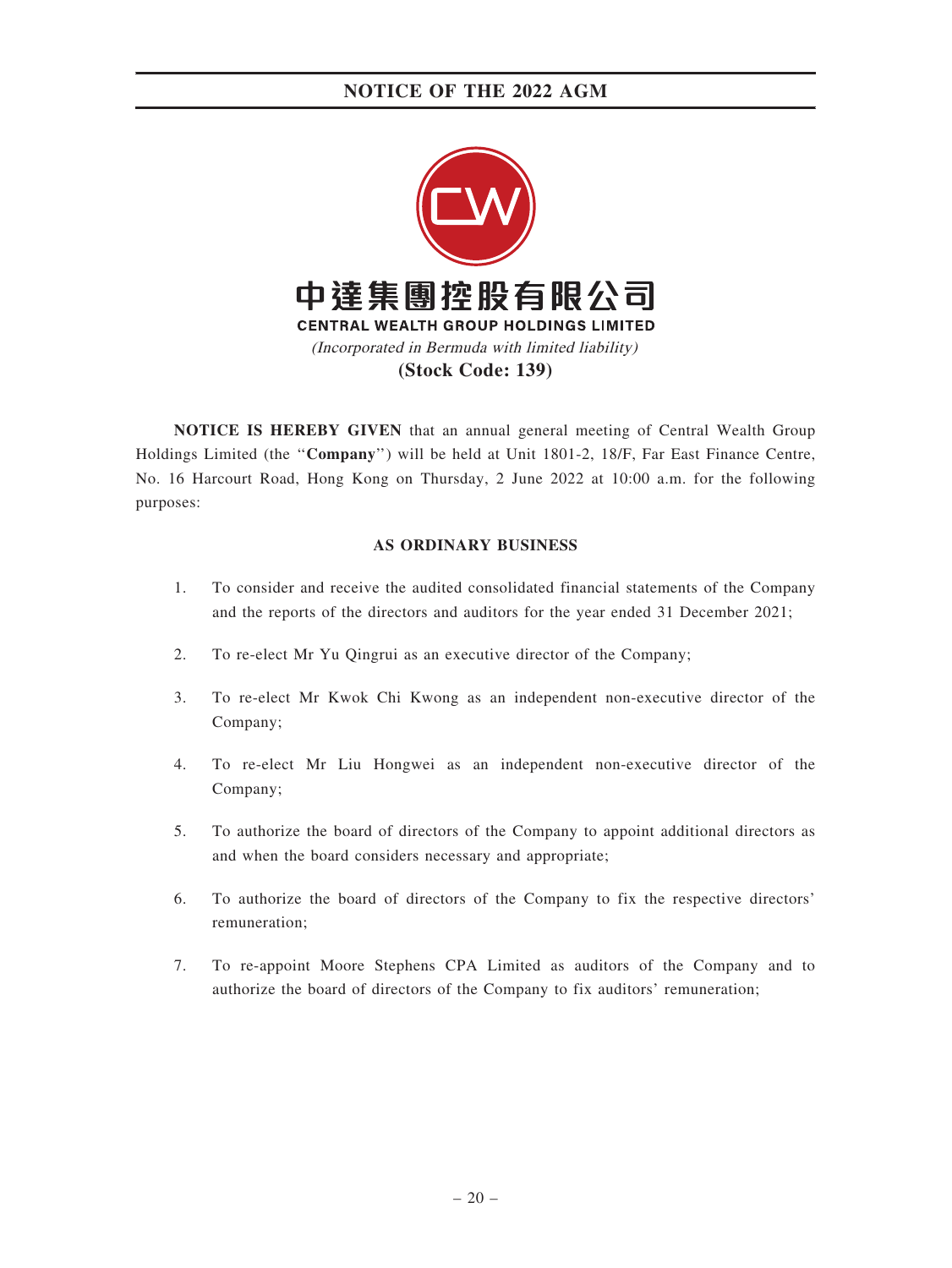# NOTICE OF THE 2022 AGM

中達集團控股有限公司

**CENTRAL WEALTH GROUP HOLDINGS LIMITED**

*(Incorporated in Bermuda with limited liability)*

**(Stock Code: 139)**

**NOTICE IS HEREBY GIVEN** that an annual general meeting of Central Wealth Group Holdings Limited (the "**Company**") will be held at Unit 1801-2, 18/F, Far East Finance Centre, No. 16 Harcourt Road, Hong Kong on Thursday, 2 June 2022 at 10:00 a.m. for the following purposes:

**AS ORDINARY BUSINESS**

1. To consider and receive the audited consolidated financial statements of the Company and the reports of the directors and auditors for the year ended 31 December 2021;

2. To re-elect Mr Yu Qingrui as an executive director of the Company;

3. To re-elect Mr Kwok Chi Kwong as an independent non-executive director of the Company;

4. To re-elect Mr Liu Hongwei as an independent non-executive director of the Company;

5. To authorize the board of directors of the Company to appoint additional directors as and when the board considers necessary and appropriate;

6. To authorize the board of directors of the Company to fix the respective directors' remuneration;

7. To re-appoint Moore Stephens CPA Limited as auditors of the Company and to authorize the board of directors of the Company to fix auditors' remuneration;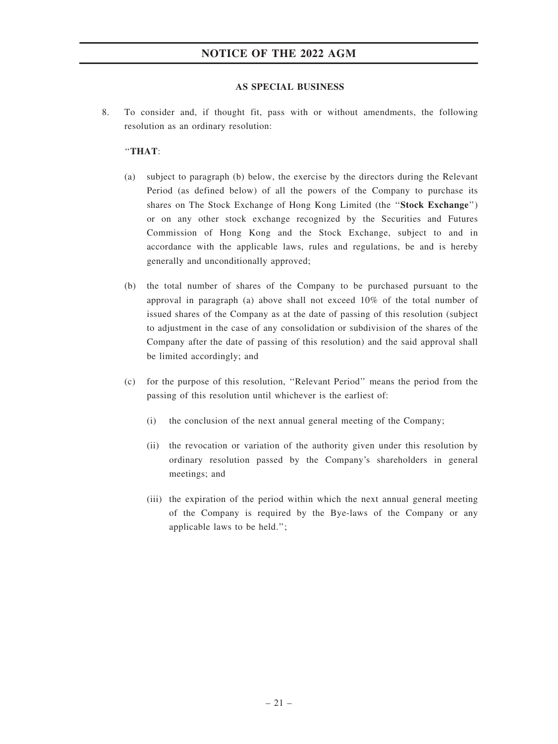**AS SPECIAL BUSINESS**

8. To consider and, if thought fit, pass with or without amendments, the following resolution as an ordinary resolution:

   ''**THAT**:

   (a) subject to paragraph (b) below, the exercise by the directors during the Relevant Period (as defined below) of all the powers of the Company to purchase its shares on The Stock Exchange of Hong Kong Limited (the ''**Stock Exchange**'') or on any other stock exchange recognized by the Securities and Futures Commission of Hong Kong and the Stock Exchange, subject to and in accordance with the applicable laws, rules and regulations, be and is hereby generally and unconditionally approved;

   (b) the total number of shares of the Company to be purchased pursuant to the approval in paragraph (a) above shall not exceed 10% of the total number of issued shares of the Company as at the date of passing of this resolution (subject to adjustment in the case of any consolidation or subdivision of the shares of the Company after the date of passing of this resolution) and the said approval shall be limited accordingly; and

   (c) for the purpose of this resolution, ''Relevant Period'' means the period from the passing of this resolution until whichever is the earliest of:

      (i) the conclusion of the next annual general meeting of the Company;

      (ii) the revocation or variation of the authority given under this resolution by ordinary resolution passed by the Company's shareholders in general meetings; and

      (iii) the expiration of the period within which the next annual general meeting of the Company is required by the Bye-laws of the Company or any applicable laws to be held.'';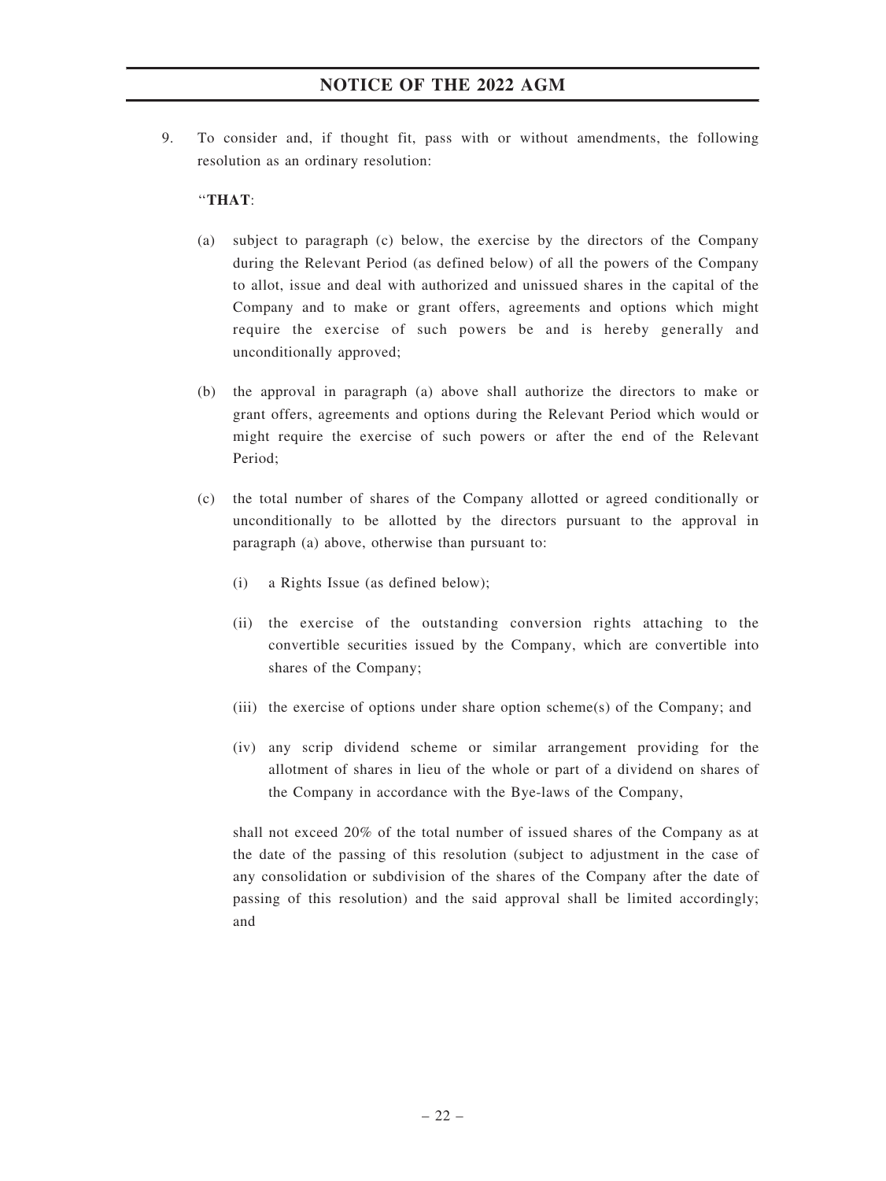9. To consider and, if thought fit, pass with or without amendments, the following resolution as an ordinary resolution:

"**THAT**:

(a) subject to paragraph (c) below, the exercise by the directors of the Company during the Relevant Period (as defined below) of all the powers of the Company to allot, issue and deal with authorized and unissued shares in the capital of the Company and to make or grant offers, agreements and options which might require the exercise of such powers be and is hereby generally and unconditionally approved;

(b) the approval in paragraph (a) above shall authorize the directors to make or grant offers, agreements and options during the Relevant Period which would or might require the exercise of such powers or after the end of the Relevant Period;

(c) the total number of shares of the Company allotted or agreed conditionally or unconditionally to be allotted by the directors pursuant to the approval in paragraph (a) above, otherwise than pursuant to:

   (i) a Rights Issue (as defined below);

   (ii) the exercise of the outstanding conversion rights attaching to the convertible securities issued by the Company, which are convertible into shares of the Company;

   (iii) the exercise of options under share option scheme(s) of the Company; and

   (iv) any scrip dividend scheme or similar arrangement providing for the allotment of shares in lieu of the whole or part of a dividend on shares of the Company in accordance with the Bye-laws of the Company,

shall not exceed 20% of the total number of issued shares of the Company as at the date of the passing of this resolution (subject to adjustment in the case of any consolidation or subdivision of the shares of the Company after the date of passing of this resolution) and the said approval shall be limited accordingly; and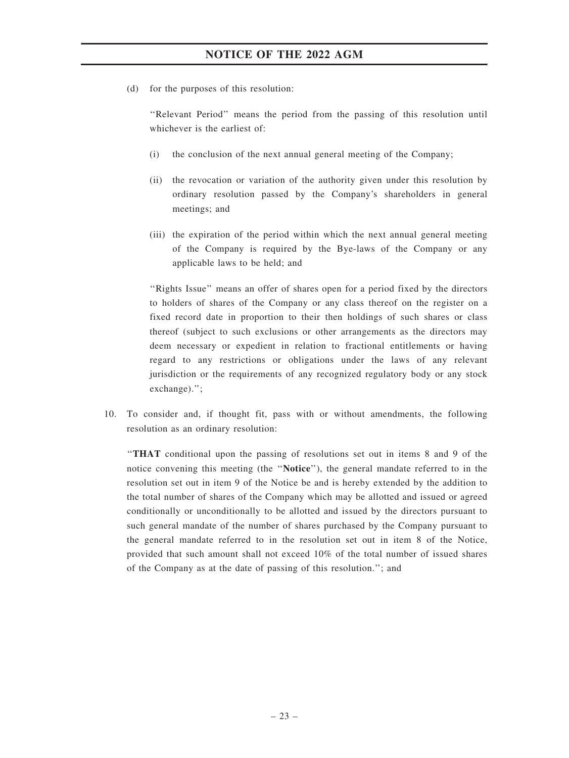(d) for the purposes of this resolution:

''Relevant Period'' means the period from the passing of this resolution until whichever is the earliest of:

(i) the conclusion of the next annual general meeting of the Company;

(ii) the revocation or variation of the authority given under this resolution by ordinary resolution passed by the Company's shareholders in general meetings; and

(iii) the expiration of the period within which the next annual general meeting of the Company is required by the Bye-laws of the Company or any applicable laws to be held; and

''Rights Issue'' means an offer of shares open for a period fixed by the directors to holders of shares of the Company or any class thereof on the register on a fixed record date in proportion to their then holdings of such shares or class thereof (subject to such exclusions or other arrangements as the directors may deem necessary or expedient in relation to fractional entitlements or having regard to any restrictions or obligations under the laws of any relevant jurisdiction or the requirements of any recognized regulatory body or any stock exchange).'';

10. To consider and, if thought fit, pass with or without amendments, the following resolution as an ordinary resolution:

''**THAT** conditional upon the passing of resolutions set out in items 8 and 9 of the notice convening this meeting (the ''**Notice**''), the general mandate referred to in the resolution set out in item 9 of the Notice be and is hereby extended by the addition to the total number of shares of the Company which may be allotted and issued or agreed conditionally or unconditionally to be allotted and issued by the directors pursuant to such general mandate of the number of shares purchased by the Company pursuant to the general mandate referred to in the resolution set out in item 8 of the Notice, provided that such amount shall not exceed 10% of the total number of issued shares of the Company as at the date of passing of this resolution.''; and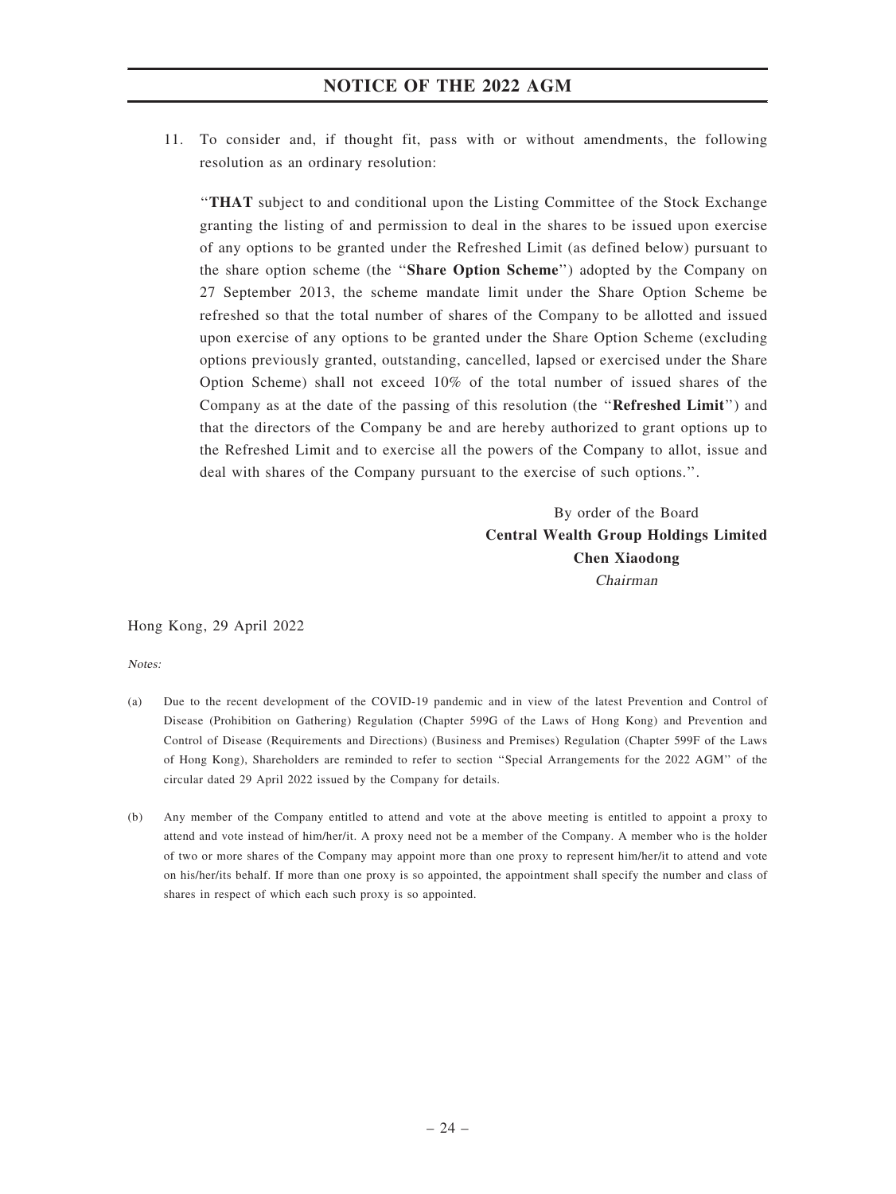11. To consider and, if thought fit, pass with or without amendments, the following resolution as an ordinary resolution:

"**THAT** subject to and conditional upon the Listing Committee of the Stock Exchange granting the listing of and permission to deal in the shares to be issued upon exercise of any options to be granted under the Refreshed Limit (as defined below) pursuant to the share option scheme (the "**Share Option Scheme**") adopted by the Company on 27 September 2013, the scheme mandate limit under the Share Option Scheme be refreshed so that the total number of shares of the Company to be allotted and issued upon exercise of any options to be granted under the Share Option Scheme (excluding options previously granted, outstanding, cancelled, lapsed or exercised under the Share Option Scheme) shall not exceed 10% of the total number of issued shares of the Company as at the date of the passing of this resolution (the "**Refreshed Limit**") and that the directors of the Company be and are hereby authorized to grant options up to the Refreshed Limit and to exercise all the powers of the Company to allot, issue and deal with shares of the Company pursuant to the exercise of such options.".

By order of the Board
**Central Wealth Group Holdings Limited**
**Chen Xiaodong**
*Chairman*

Hong Kong, 29 April 2022

*Notes:*

(a) Due to the recent development of the COVID-19 pandemic and in view of the latest Prevention and Control of Disease (Prohibition on Gathering) Regulation (Chapter 599G of the Laws of Hong Kong) and Prevention and Control of Disease (Requirements and Directions) (Business and Premises) Regulation (Chapter 599F of the Laws of Hong Kong), Shareholders are reminded to refer to section "Special Arrangements for the 2022 AGM" of the circular dated 29 April 2022 issued by the Company for details.

(b) Any member of the Company entitled to attend and vote at the above meeting is entitled to appoint a proxy to attend and vote instead of him/her/it. A proxy need not be a member of the Company. A member who is the holder of two or more shares of the Company may appoint more than one proxy to represent him/her/it to attend and vote on his/her/its behalf. If more than one proxy is so appointed, the appointment shall specify the number and class of shares in respect of which each such proxy is so appointed.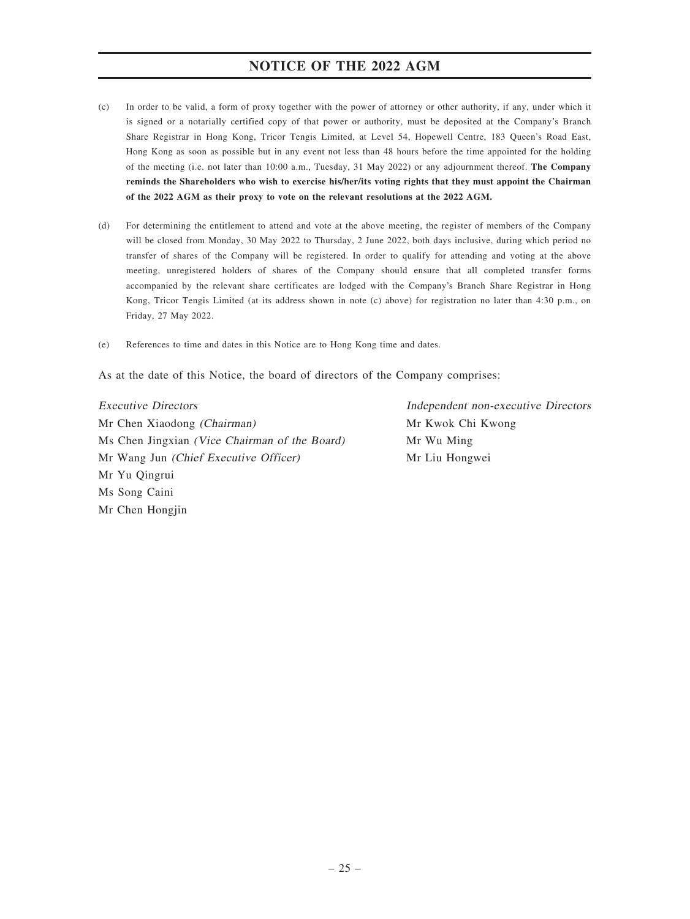(c) In order to be valid, a form of proxy together with the power of attorney or other authority, if any, under which it is signed or a notarially certified copy of that power or authority, must be deposited at the Company's Branch Share Registrar in Hong Kong, Tricor Tengis Limited, at Level 54, Hopewell Centre, 183 Queen's Road East, Hong Kong as soon as possible but in any event not less than 48 hours before the time appointed for the holding of the meeting (i.e. not later than 10:00 a.m., Tuesday, 31 May 2022) or any adjournment thereof. **The Company reminds the Shareholders who wish to exercise his/her/its voting rights that they must appoint the Chairman of the 2022 AGM as their proxy to vote on the relevant resolutions at the 2022 AGM.**

(d) For determining the entitlement to attend and vote at the above meeting, the register of members of the Company will be closed from Monday, 30 May 2022 to Thursday, 2 June 2022, both days inclusive, during which period no transfer of shares of the Company will be registered. In order to qualify for attending and voting at the above meeting, unregistered holders of shares of the Company should ensure that all completed transfer forms accompanied by the relevant share certificates are lodged with the Company's Branch Share Registrar in Hong Kong, Tricor Tengis Limited (at its address shown in note (c) above) for registration no later than 4:30 p.m., on Friday, 27 May 2022.

(e) References to time and dates in this Notice are to Hong Kong time and dates.

As at the date of this Notice, the board of directors of the Company comprises:

*Executive Directors*
Mr Chen Xiaodong *(Chairman)*
Ms Chen Jingxian *(Vice Chairman of the Board)*
Mr Wang Jun *(Chief Executive Officer)*
Mr Yu Qingrui
Ms Song Caini
Mr Chen Hongjin

*Independent non-executive Directors*
Mr Kwok Chi Kwong
Mr Wu Ming
Mr Liu Hongwei